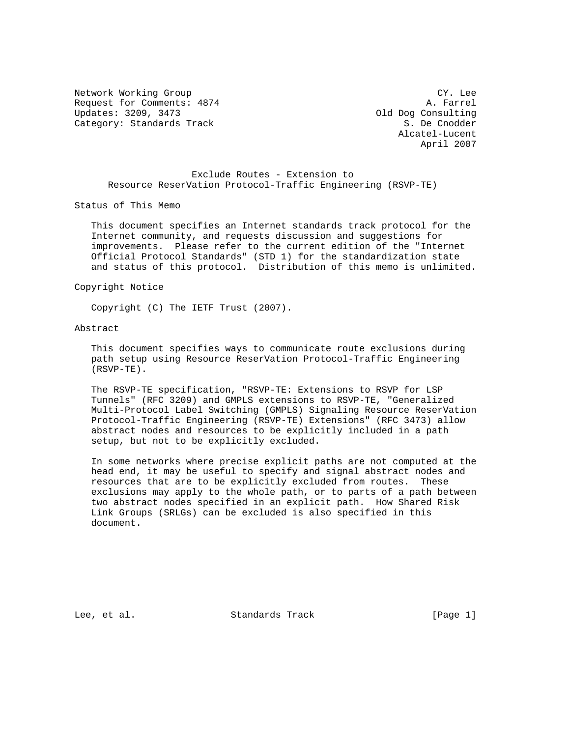Network Working Group: CY. Lee
Request for Comments: 4874: A. Farrel, Old Dog Consulting
Updates: 3209, 3473: S. De Cnodder, Alcatel-Lucent
Category: Standards Track
April 2007

# Exclude Routes - Extension to Resource ReserVation Protocol-Traffic Engineering (RSVP-TE)

## Status of This Memo

This document specifies an Internet standards track protocol for the Internet community, and requests discussion and suggestions for improvements. Please refer to the current edition of the "Internet Official Protocol Standards" (STD 1) for the standardization state and status of this protocol. Distribution of this memo is unlimited.

## Copyright Notice

Copyright (C) The IETF Trust (2007).

## Abstract

This document specifies ways to communicate route exclusions during path setup using Resource ReserVation Protocol-Traffic Engineering (RSVP-TE).

The RSVP-TE specification, "RSVP-TE: Extensions to RSVP for LSP Tunnels" (RFC 3209) and GMPLS extensions to RSVP-TE, "Generalized Multi-Protocol Label Switching (GMPLS) Signaling Resource ReserVation Protocol-Traffic Engineering (RSVP-TE) Extensions" (RFC 3473) allow abstract nodes and resources to be explicitly included in a path setup, but not to be explicitly excluded.

In some networks where precise explicit paths are not computed at the head end, it may be useful to specify and signal abstract nodes and resources that are to be explicitly excluded from routes. These exclusions may apply to the whole path, or to parts of a path between two abstract nodes specified in an explicit path. How Shared Risk Link Groups (SRLGs) can be excluded is also specified in this document.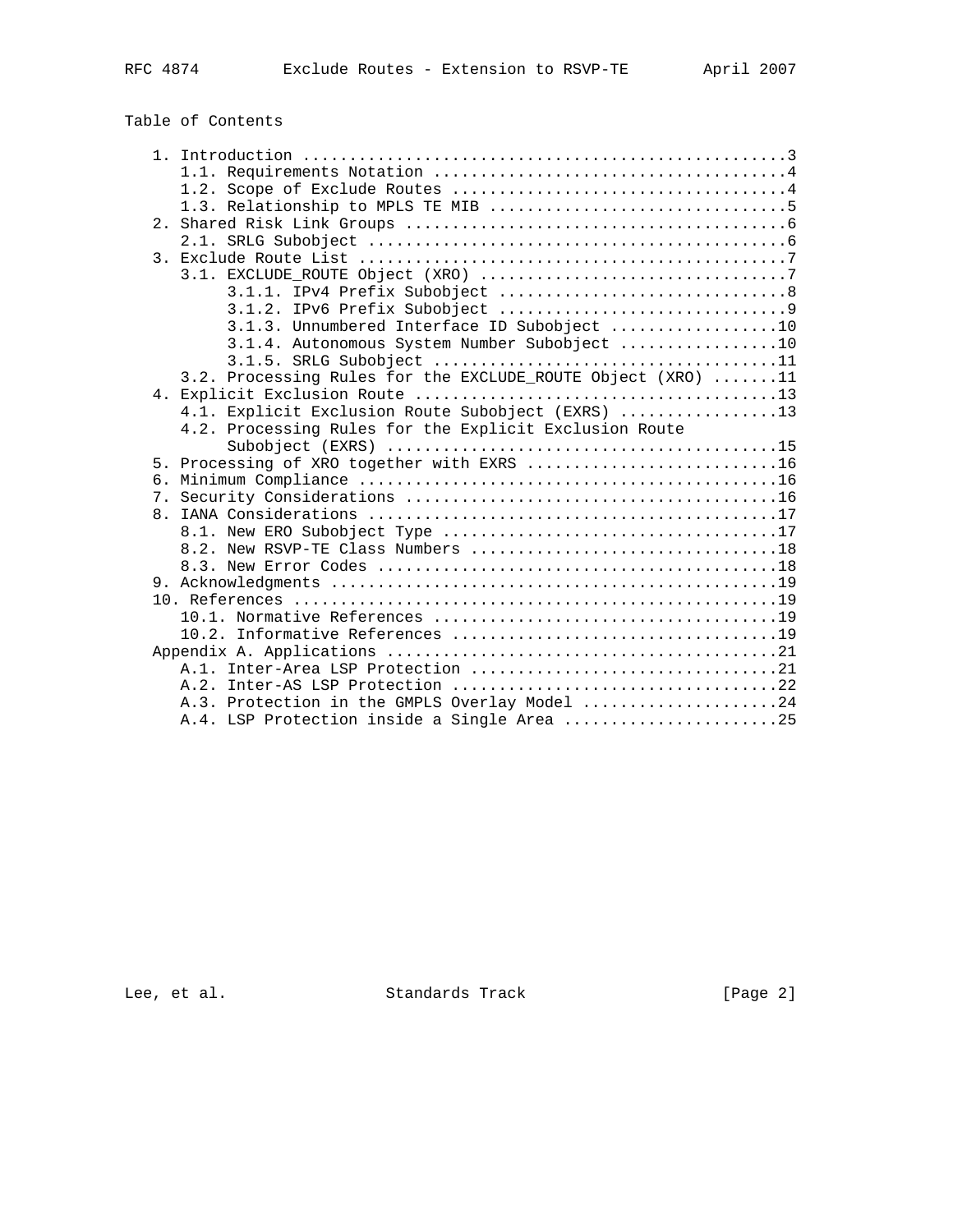Table of Contents

```
   1. Introduction ....................................................3
      1.1. Requirements Notation ......................................4
      1.2. Scope of Exclude Routes ....................................4
      1.3. Relationship to MPLS TE MIB ................................5
   2. Shared Risk Link Groups .........................................6
      2.1. SRLG Subobject .............................................6
   3. Exclude Route List ..............................................7
      3.1. EXCLUDE_ROUTE Object (XRO) .................................7
           3.1.1. IPv4 Prefix Subobject ...............................8
           3.1.2. IPv6 Prefix Subobject ...............................9
           3.1.3. Unnumbered Interface ID Subobject ..................10
           3.1.4. Autonomous System Number Subobject .................10
           3.1.5. SRLG Subobject .....................................11
      3.2. Processing Rules for the EXCLUDE_ROUTE Object (XRO) .......11
   4. Explicit Exclusion Route .......................................13
      4.1. Explicit Exclusion Route Subobject (EXRS) .................13
      4.2. Processing Rules for the Explicit Exclusion Route
           Subobject (EXRS) ..........................................15
   5. Processing of XRO together with EXRS ...........................16
   6. Minimum Compliance .............................................16
   7. Security Considerations ........................................16
   8. IANA Considerations ............................................17
      8.1. New ERO Subobject Type ....................................17
      8.2. New RSVP-TE Class Numbers .................................18
      8.3. New Error Codes ...........................................18
   9. Acknowledgments ................................................19
   10. References ....................................................19
      10.1. Normative References .....................................19
      10.2. Informative References ...................................19
   Appendix A. Applications ..........................................21
      A.1. Inter-Area LSP Protection .................................21
      A.2. Inter-AS LSP Protection ...................................22
      A.3. Protection in the GMPLS Overlay Model .....................24
      A.4. LSP Protection inside a Single Area .......................25
```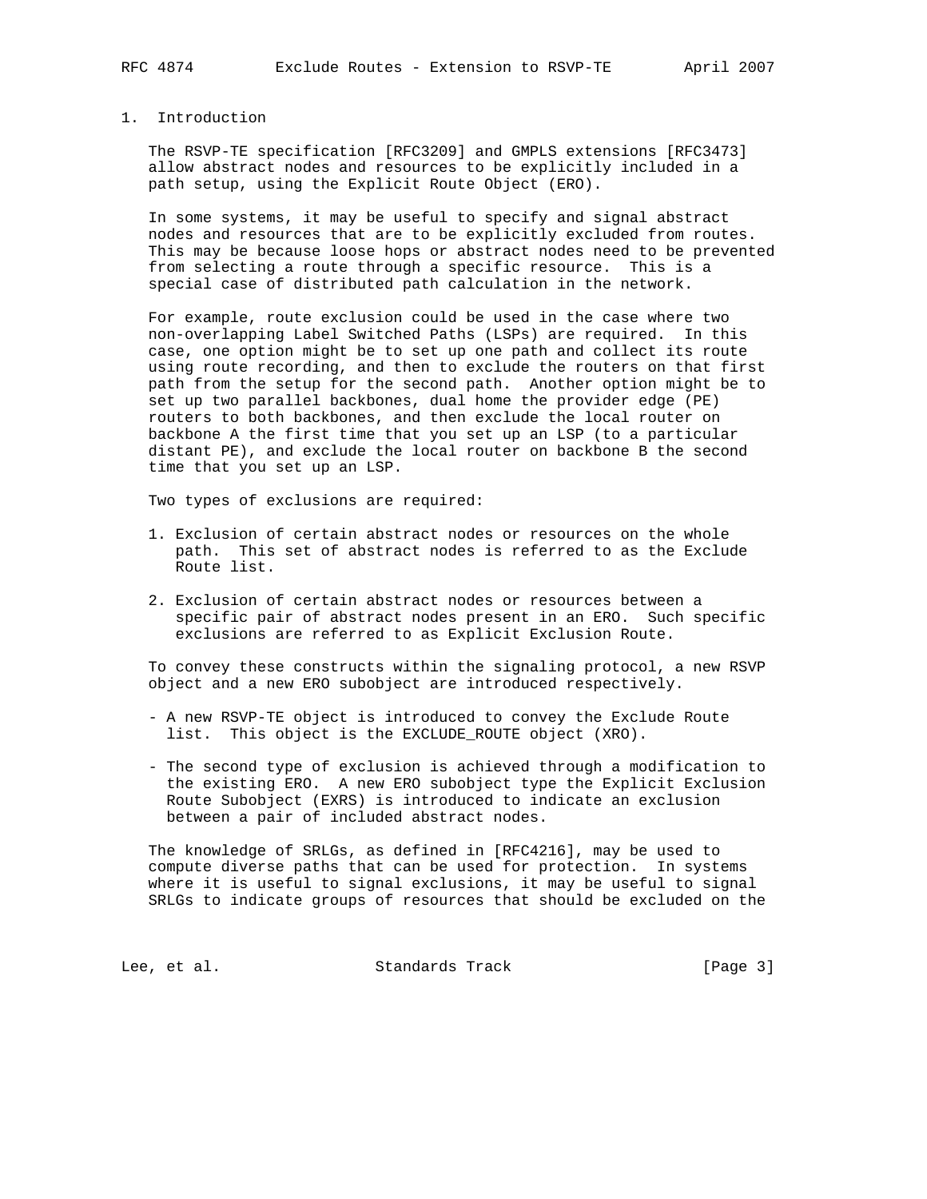# 1. Introduction

The RSVP-TE specification [RFC3209] and GMPLS extensions [RFC3473] allow abstract nodes and resources to be explicitly included in a path setup, using the Explicit Route Object (ERO).

In some systems, it may be useful to specify and signal abstract nodes and resources that are to be explicitly excluded from routes. This may be because loose hops or abstract nodes need to be prevented from selecting a route through a specific resource. This is a special case of distributed path calculation in the network.

For example, route exclusion could be used in the case where two non-overlapping Label Switched Paths (LSPs) are required. In this case, one option might be to set up one path and collect its route using route recording, and then to exclude the routers on that first path from the setup for the second path. Another option might be to set up two parallel backbones, dual home the provider edge (PE) routers to both backbones, and then exclude the local router on backbone A the first time that you set up an LSP (to a particular distant PE), and exclude the local router on backbone B the second time that you set up an LSP.

Two types of exclusions are required:

1. Exclusion of certain abstract nodes or resources on the whole path. This set of abstract nodes is referred to as the Exclude Route list.

2. Exclusion of certain abstract nodes or resources between a specific pair of abstract nodes present in an ERO. Such specific exclusions are referred to as Explicit Exclusion Route.

To convey these constructs within the signaling protocol, a new RSVP object and a new ERO subobject are introduced respectively.

- A new RSVP-TE object is introduced to convey the Exclude Route list. This object is the EXCLUDE_ROUTE object (XRO).

- The second type of exclusion is achieved through a modification to the existing ERO. A new ERO subobject type the Explicit Exclusion Route Subobject (EXRS) is introduced to indicate an exclusion between a pair of included abstract nodes.

The knowledge of SRLGs, as defined in [RFC4216], may be used to compute diverse paths that can be used for protection. In systems where it is useful to signal exclusions, it may be useful to signal SRLGs to indicate groups of resources that should be excluded on the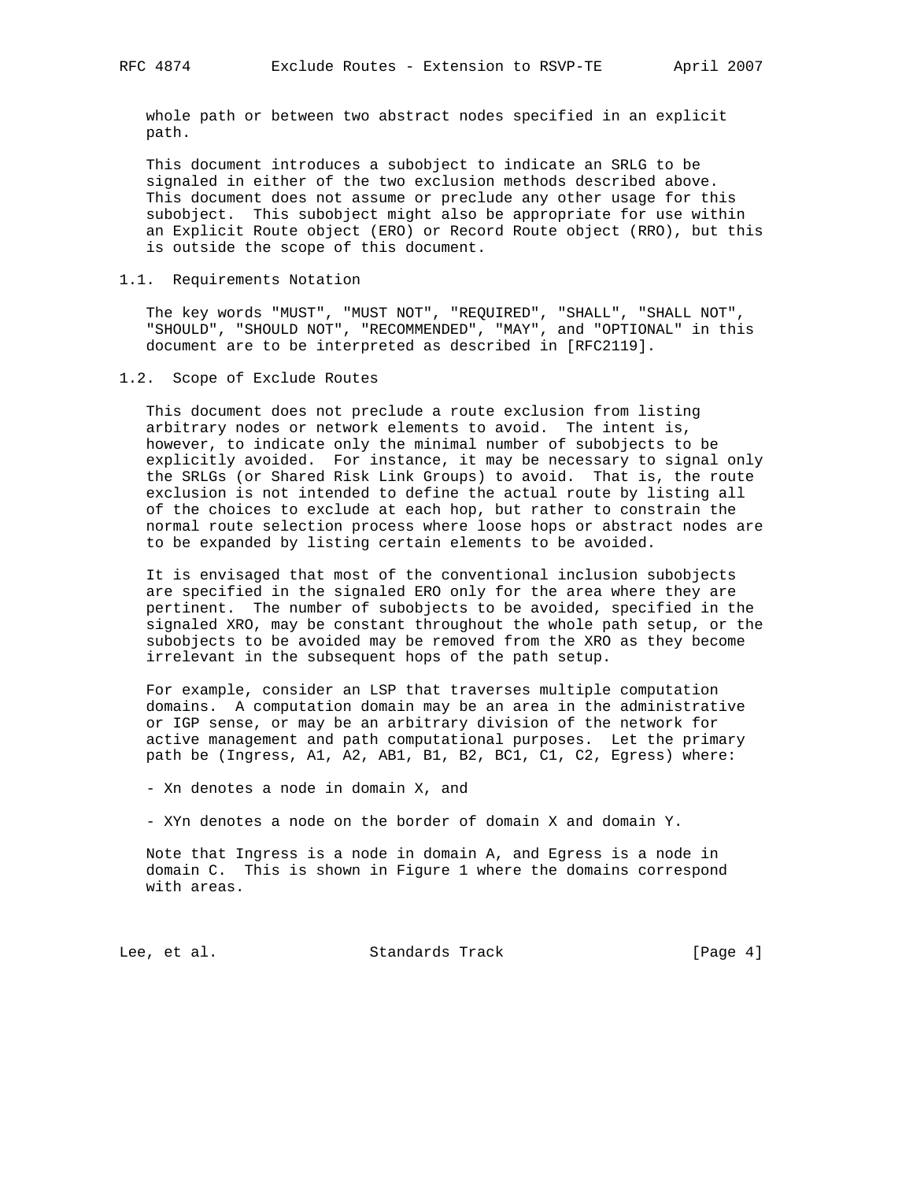whole path or between two abstract nodes specified in an explicit path.

This document introduces a subobject to indicate an SRLG to be signaled in either of the two exclusion methods described above. This document does not assume or preclude any other usage for this subobject. This subobject might also be appropriate for use within an Explicit Route object (ERO) or Record Route object (RRO), but this is outside the scope of this document.

### 1.1. Requirements Notation

The key words "MUST", "MUST NOT", "REQUIRED", "SHALL", "SHALL NOT", "SHOULD", "SHOULD NOT", "RECOMMENDED", "MAY", and "OPTIONAL" in this document are to be interpreted as described in [RFC2119].

### 1.2. Scope of Exclude Routes

This document does not preclude a route exclusion from listing arbitrary nodes or network elements to avoid. The intent is, however, to indicate only the minimal number of subobjects to be explicitly avoided. For instance, it may be necessary to signal only the SRLGs (or Shared Risk Link Groups) to avoid. That is, the route exclusion is not intended to define the actual route by listing all of the choices to exclude at each hop, but rather to constrain the normal route selection process where loose hops or abstract nodes are to be expanded by listing certain elements to be avoided.

It is envisaged that most of the conventional inclusion subobjects are specified in the signaled ERO only for the area where they are pertinent. The number of subobjects to be avoided, specified in the signaled XRO, may be constant throughout the whole path setup, or the subobjects to be avoided may be removed from the XRO as they become irrelevant in the subsequent hops of the path setup.

For example, consider an LSP that traverses multiple computation domains. A computation domain may be an area in the administrative or IGP sense, or may be an arbitrary division of the network for active management and path computational purposes. Let the primary path be (Ingress, A1, A2, AB1, B1, B2, BC1, C1, C2, Egress) where:

- Xn denotes a node in domain X, and

- XYn denotes a node on the border of domain X and domain Y.

Note that Ingress is a node in domain A, and Egress is a node in domain C. This is shown in Figure 1 where the domains correspond with areas.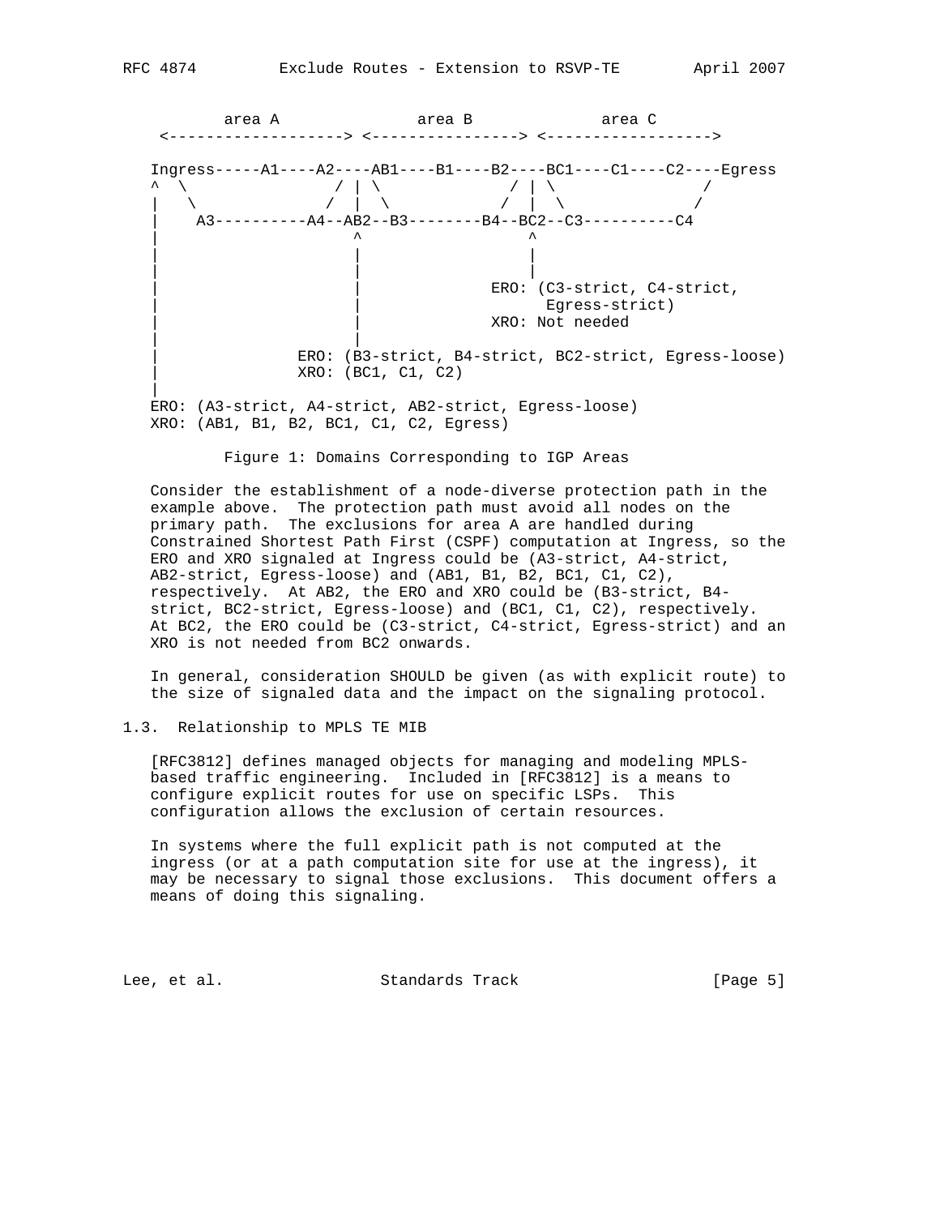```
        area A               area B              area C
    <-------------------> <----------------> <------------------>

   Ingress-----A1----A2----AB1----B1----B2----BC1----C1----C2----Egress
   ^  \               / | \             / | \               /
   |   \             /  |  \           /  |  \             /
   |    A3----------A4--AB2--B3--------B4--BC2--C3----------C4
   |                     ^                  ^
   |                     |                  |
   |                     |                  |
   |                     |             ERO: (C3-strict, C4-strict,
   |                     |                   Egress-strict)
   |                     |             XRO: Not needed
   |                     |
   |               ERO: (B3-strict, B4-strict, BC2-strict, Egress-loose)
   |               XRO: (BC1, C1, C2)
   |
   ERO: (A3-strict, A4-strict, AB2-strict, Egress-loose)
   XRO: (AB1, B1, B2, BC1, C1, C2, Egress)
```

Figure 1: Domains Corresponding to IGP Areas

Consider the establishment of a node-diverse protection path in the example above. The protection path must avoid all nodes on the primary path. The exclusions for area A are handled during Constrained Shortest Path First (CSPF) computation at Ingress, so the ERO and XRO signaled at Ingress could be (A3-strict, A4-strict, AB2-strict, Egress-loose) and (AB1, B1, B2, BC1, C1, C2), respectively. At AB2, the ERO and XRO could be (B3-strict, B4-strict, BC2-strict, Egress-loose) and (BC1, C1, C2), respectively. At BC2, the ERO could be (C3-strict, C4-strict, Egress-strict) and an XRO is not needed from BC2 onwards.

In general, consideration SHOULD be given (as with explicit route) to the size of signaled data and the impact on the signaling protocol.

### 1.3. Relationship to MPLS TE MIB

[RFC3812] defines managed objects for managing and modeling MPLS-based traffic engineering. Included in [RFC3812] is a means to configure explicit routes for use on specific LSPs. This configuration allows the exclusion of certain resources.

In systems where the full explicit path is not computed at the ingress (or at a path computation site for use at the ingress), it may be necessary to signal those exclusions. This document offers a means of doing this signaling.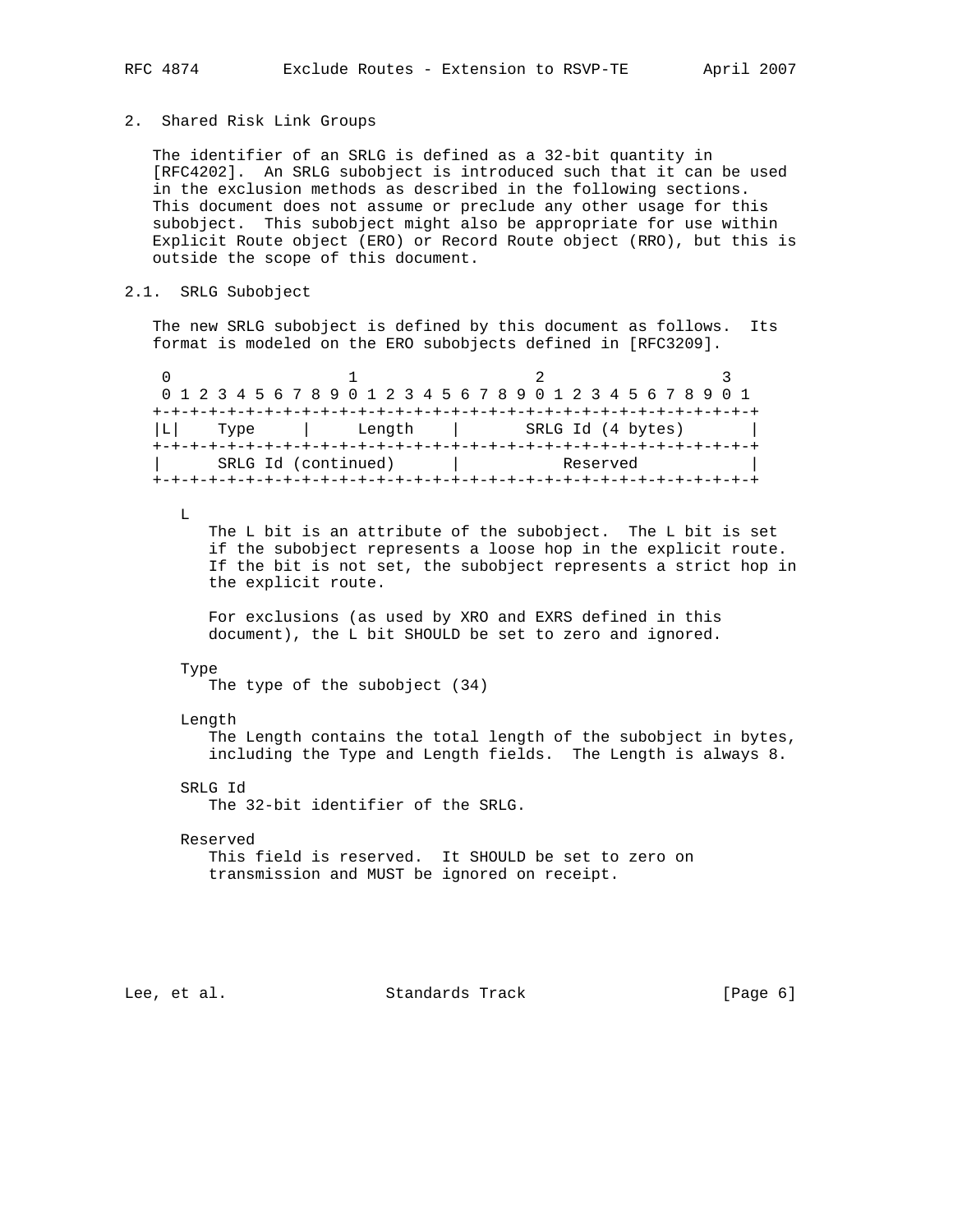## 2. Shared Risk Link Groups

The identifier of an SRLG is defined as a 32-bit quantity in [RFC4202]. An SRLG subobject is introduced such that it can be used in the exclusion methods as described in the following sections. This document does not assume or preclude any other usage for this subobject. This subobject might also be appropriate for use within Explicit Route object (ERO) or Record Route object (RRO), but this is outside the scope of this document.

### 2.1. SRLG Subobject

The new SRLG subobject is defined by this document as follows. Its format is modeled on the ERO subobjects defined in [RFC3209].

```
 0                   1                   2                   3
 0 1 2 3 4 5 6 7 8 9 0 1 2 3 4 5 6 7 8 9 0 1 2 3 4 5 6 7 8 9 0 1
+-+-+-+-+-+-+-+-+-+-+-+-+-+-+-+-+-+-+-+-+-+-+-+-+-+-+-+-+-+-+-+-+
|L|    Type     |     Length    |       SRLG Id (4 bytes)       |
+-+-+-+-+-+-+-+-+-+-+-+-+-+-+-+-+-+-+-+-+-+-+-+-+-+-+-+-+-+-+-+-+
|      SRLG Id (continued)      |           Reserved            |
+-+-+-+-+-+-+-+-+-+-+-+-+-+-+-+-+-+-+-+-+-+-+-+-+-+-+-+-+-+-+-+-+
```

L

The L bit is an attribute of the subobject. The L bit is set if the subobject represents a loose hop in the explicit route. If the bit is not set, the subobject represents a strict hop in the explicit route.

For exclusions (as used by XRO and EXRS defined in this document), the L bit SHOULD be set to zero and ignored.

Type

The type of the subobject (34)

Length

The Length contains the total length of the subobject in bytes, including the Type and Length fields. The Length is always 8.

SRLG Id

The 32-bit identifier of the SRLG.

Reserved

This field is reserved. It SHOULD be set to zero on transmission and MUST be ignored on receipt.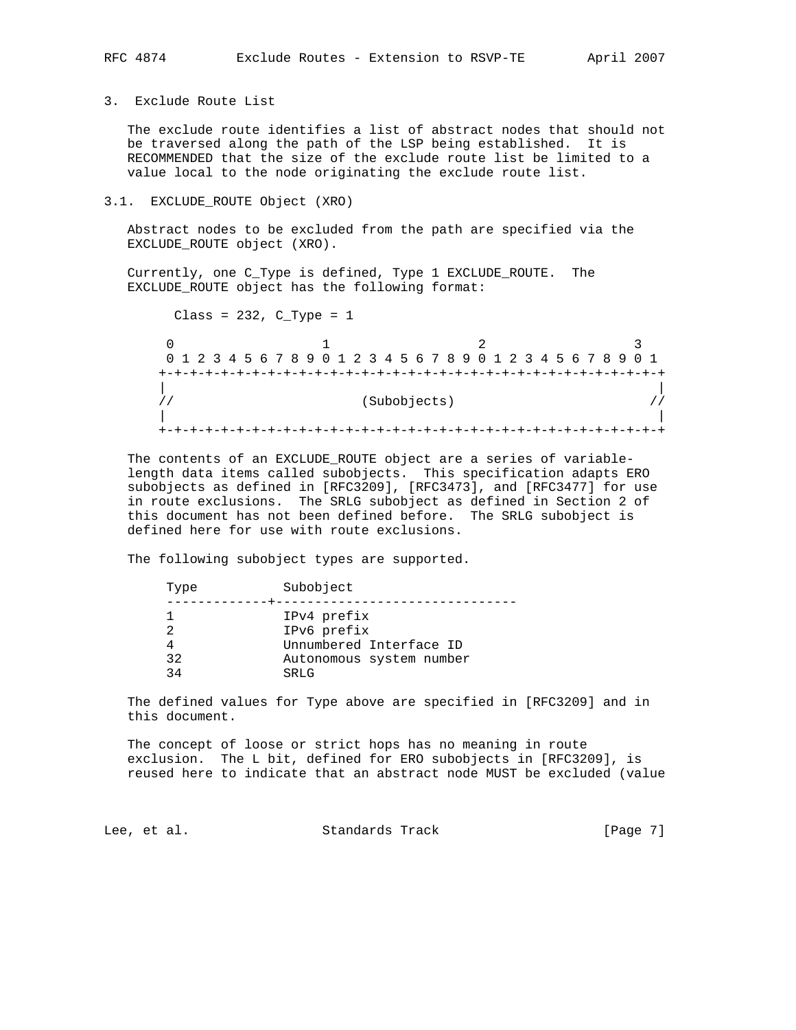## 3. Exclude Route List

The exclude route identifies a list of abstract nodes that should not be traversed along the path of the LSP being established. It is RECOMMENDED that the size of the exclude route list be limited to a value local to the node originating the exclude route list.

### 3.1. EXCLUDE_ROUTE Object (XRO)

Abstract nodes to be excluded from the path are specified via the EXCLUDE_ROUTE object (XRO).

Currently, one C_Type is defined, Type 1 EXCLUDE_ROUTE. The EXCLUDE_ROUTE object has the following format:

```
  Class = 232, C_Type = 1

 0                   1                   2                   3
 0 1 2 3 4 5 6 7 8 9 0 1 2 3 4 5 6 7 8 9 0 1 2 3 4 5 6 7 8 9 0 1
+-+-+-+-+-+-+-+-+-+-+-+-+-+-+-+-+-+-+-+-+-+-+-+-+-+-+-+-+-+-+-+-+
|                                                               |
//                        (Subobjects)                         //
|                                                               |
+-+-+-+-+-+-+-+-+-+-+-+-+-+-+-+-+-+-+-+-+-+-+-+-+-+-+-+-+-+-+-+-+
```

The contents of an EXCLUDE_ROUTE object are a series of variable-length data items called subobjects. This specification adapts ERO subobjects as defined in [RFC3209], [RFC3473], and [RFC3477] for use in route exclusions. The SRLG subobject as defined in Section 2 of this document has not been defined before. The SRLG subobject is defined here for use with route exclusions.

The following subobject types are supported.

| Type | Subobject |
|---|---|
| 1 | IPv4 prefix |
| 2 | IPv6 prefix |
| 4 | Unnumbered Interface ID |
| 32 | Autonomous system number |
| 34 | SRLG |

The defined values for Type above are specified in [RFC3209] and in this document.

The concept of loose or strict hops has no meaning in route exclusion. The L bit, defined for ERO subobjects in [RFC3209], is reused here to indicate that an abstract node MUST be excluded (value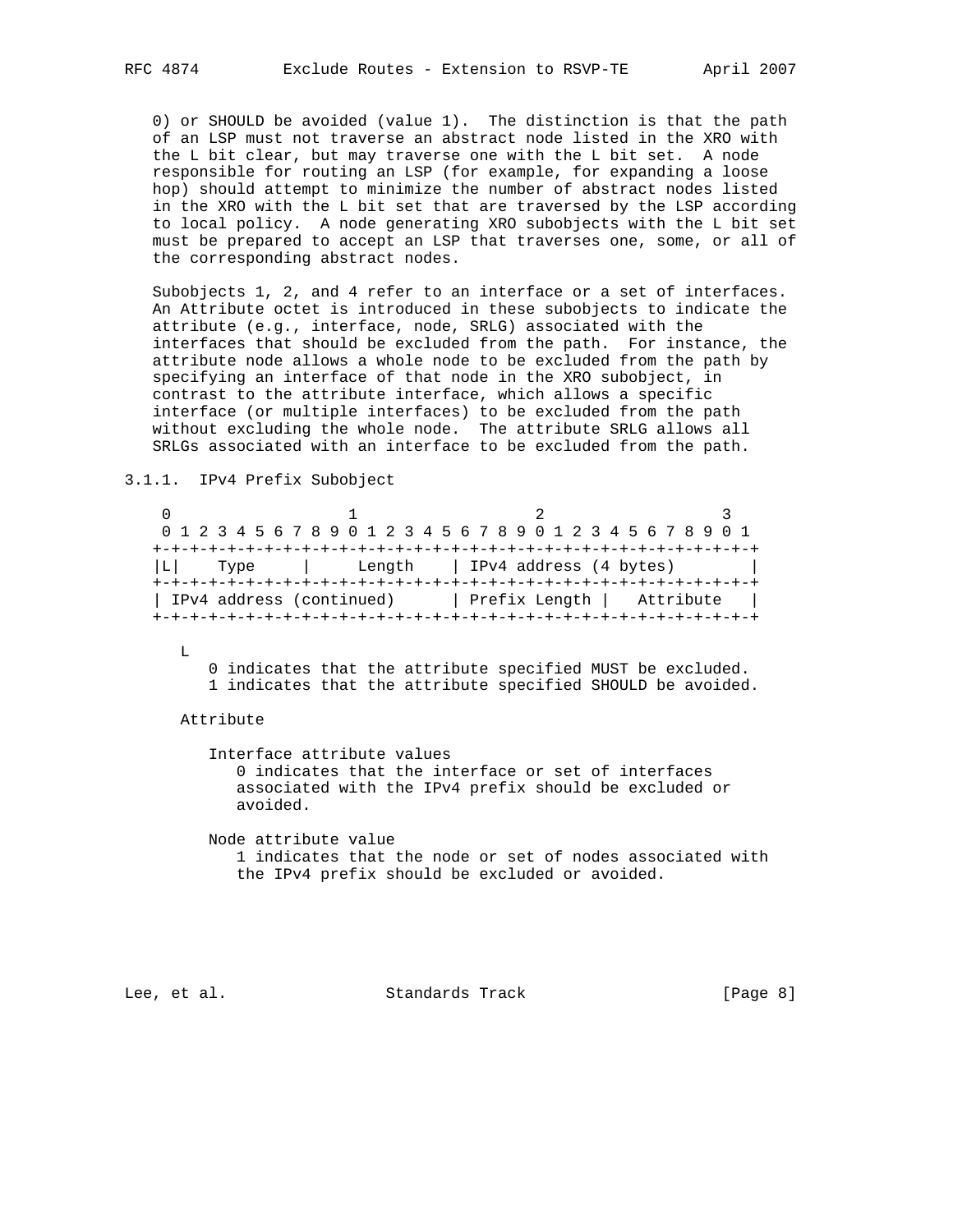0) or SHOULD be avoided (value 1). The distinction is that the path of an LSP must not traverse an abstract node listed in the XRO with the L bit clear, but may traverse one with the L bit set. A node responsible for routing an LSP (for example, for expanding a loose hop) should attempt to minimize the number of abstract nodes listed in the XRO with the L bit set that are traversed by the LSP according to local policy. A node generating XRO subobjects with the L bit set must be prepared to accept an LSP that traverses one, some, or all of the corresponding abstract nodes.

Subobjects 1, 2, and 4 refer to an interface or a set of interfaces. An Attribute octet is introduced in these subobjects to indicate the attribute (e.g., interface, node, SRLG) associated with the interfaces that should be excluded from the path. For instance, the attribute node allows a whole node to be excluded from the path by specifying an interface of that node in the XRO subobject, in contrast to the attribute interface, which allows a specific interface (or multiple interfaces) to be excluded from the path without excluding the whole node. The attribute SRLG allows all SRLGs associated with an interface to be excluded from the path.

### 3.1.1. IPv4 Prefix Subobject

```
    0                   1                   2                   3
    0 1 2 3 4 5 6 7 8 9 0 1 2 3 4 5 6 7 8 9 0 1 2 3 4 5 6 7 8 9 0 1
   +-+-+-+-+-+-+-+-+-+-+-+-+-+-+-+-+-+-+-+-+-+-+-+-+-+-+-+-+-+-+-+-+
   |L|    Type     |     Length    | IPv4 address (4 bytes)        |
   +-+-+-+-+-+-+-+-+-+-+-+-+-+-+-+-+-+-+-+-+-+-+-+-+-+-+-+-+-+-+-+-+
   | IPv4 address (continued)      | Prefix Length |   Attribute   |
   +-+-+-+-+-+-+-+-+-+-+-+-+-+-+-+-+-+-+-+-+-+-+-+-+-+-+-+-+-+-+-+-+
```

L

0 indicates that the attribute specified MUST be excluded.
1 indicates that the attribute specified SHOULD be avoided.

Attribute

Interface attribute values
0 indicates that the interface or set of interfaces associated with the IPv4 prefix should be excluded or avoided.

Node attribute value
1 indicates that the node or set of nodes associated with the IPv4 prefix should be excluded or avoided.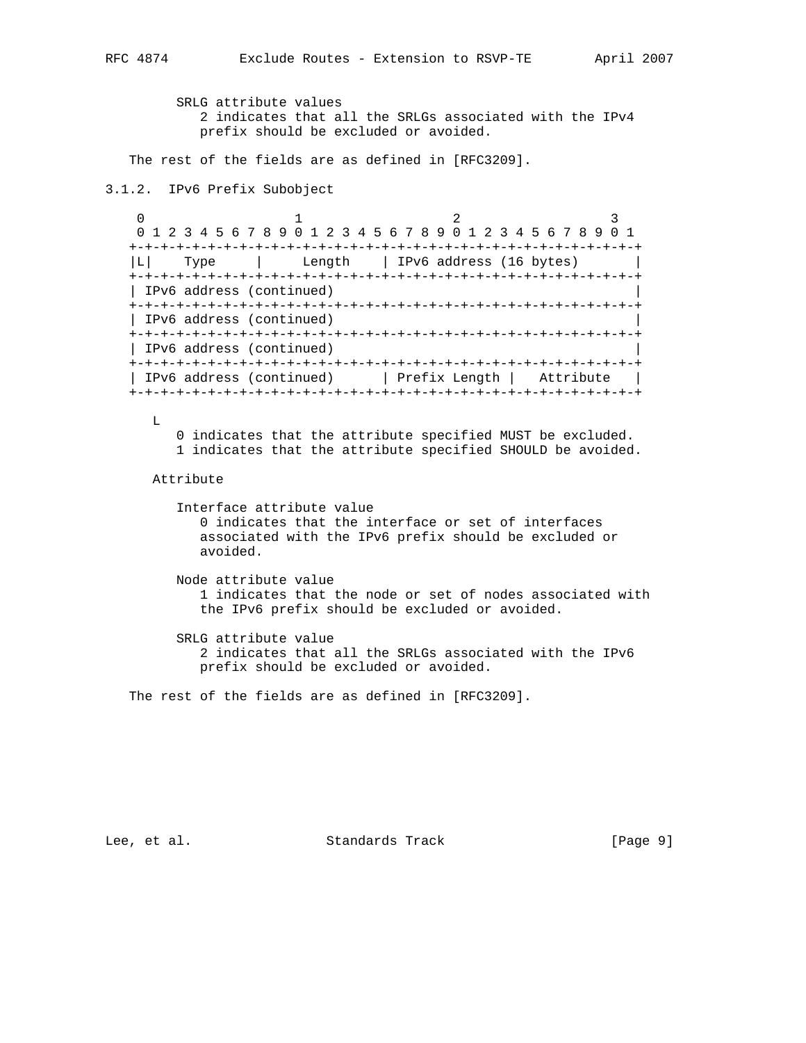SRLG attribute values
   2 indicates that all the SRLGs associated with the IPv4
   prefix should be excluded or avoided.

The rest of the fields are as defined in [RFC3209].

### 3.1.2. IPv6 Prefix Subobject

```
 0                   1                   2                   3
 0 1 2 3 4 5 6 7 8 9 0 1 2 3 4 5 6 7 8 9 0 1 2 3 4 5 6 7 8 9 0 1
+-+-+-+-+-+-+-+-+-+-+-+-+-+-+-+-+-+-+-+-+-+-+-+-+-+-+-+-+-+-+-+-+
|L|    Type     |     Length    | IPv6 address (16 bytes)       |
+-+-+-+-+-+-+-+-+-+-+-+-+-+-+-+-+-+-+-+-+-+-+-+-+-+-+-+-+-+-+-+-+
| IPv6 address (continued)                                      |
+-+-+-+-+-+-+-+-+-+-+-+-+-+-+-+-+-+-+-+-+-+-+-+-+-+-+-+-+-+-+-+-+
| IPv6 address (continued)                                      |
+-+-+-+-+-+-+-+-+-+-+-+-+-+-+-+-+-+-+-+-+-+-+-+-+-+-+-+-+-+-+-+-+
| IPv6 address (continued)                                      |
+-+-+-+-+-+-+-+-+-+-+-+-+-+-+-+-+-+-+-+-+-+-+-+-+-+-+-+-+-+-+-+-+
| IPv6 address (continued)      | Prefix Length |   Attribute   |
+-+-+-+-+-+-+-+-+-+-+-+-+-+-+-+-+-+-+-+-+-+-+-+-+-+-+-+-+-+-+-+-+
```

L
   0 indicates that the attribute specified MUST be excluded.
   1 indicates that the attribute specified SHOULD be avoided.

Attribute

Interface attribute value
   0 indicates that the interface or set of interfaces
   associated with the IPv6 prefix should be excluded or
   avoided.

Node attribute value
   1 indicates that the node or set of nodes associated with
   the IPv6 prefix should be excluded or avoided.

SRLG attribute value
   2 indicates that all the SRLGs associated with the IPv6
   prefix should be excluded or avoided.

The rest of the fields are as defined in [RFC3209].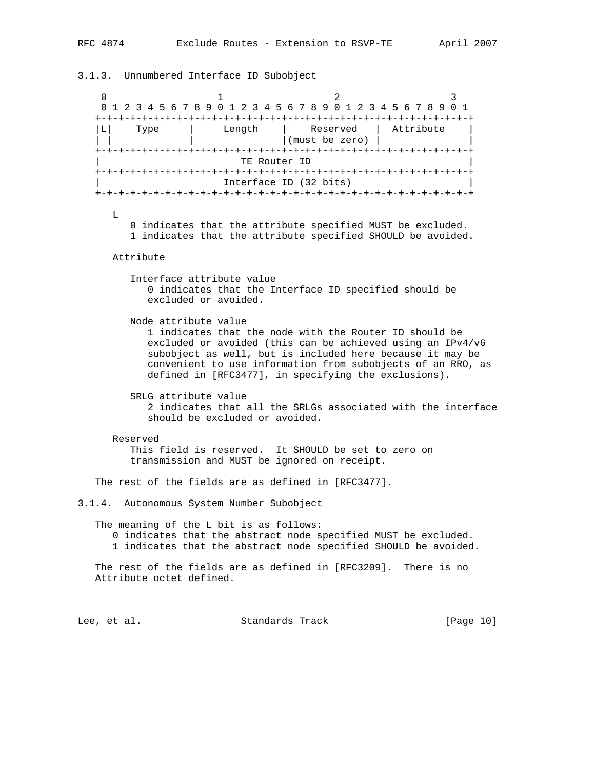### 3.1.3. Unnumbered Interface ID Subobject

```
 0                   1                   2                   3
 0 1 2 3 4 5 6 7 8 9 0 1 2 3 4 5 6 7 8 9 0 1 2 3 4 5 6 7 8 9 0 1
+-+-+-+-+-+-+-+-+-+-+-+-+-+-+-+-+-+-+-+-+-+-+-+-+-+-+-+-+-+-+-+-+
|L|    Type     |     Length    |    Reserved   |  Attribute    |
| |             |               |(must be zero) |               |
+-+-+-+-+-+-+-+-+-+-+-+-+-+-+-+-+-+-+-+-+-+-+-+-+-+-+-+-+-+-+-+-+
|                        TE Router ID                           |
+-+-+-+-+-+-+-+-+-+-+-+-+-+-+-+-+-+-+-+-+-+-+-+-+-+-+-+-+-+-+-+-+
|                     Interface ID (32 bits)                    |
+-+-+-+-+-+-+-+-+-+-+-+-+-+-+-+-+-+-+-+-+-+-+-+-+-+-+-+-+-+-+-+-+
```

L

0 indicates that the attribute specified MUST be excluded.
1 indicates that the attribute specified SHOULD be avoided.

Attribute

Interface attribute value
0 indicates that the Interface ID specified should be excluded or avoided.

Node attribute value
1 indicates that the node with the Router ID should be excluded or avoided (this can be achieved using an IPv4/v6 subobject as well, but is included here because it may be convenient to use information from subobjects of an RRO, as defined in [RFC3477], in specifying the exclusions).

SRLG attribute value
2 indicates that all the SRLGs associated with the interface should be excluded or avoided.

Reserved
This field is reserved. It SHOULD be set to zero on transmission and MUST be ignored on receipt.

The rest of the fields are as defined in [RFC3477].

### 3.1.4. Autonomous System Number Subobject

The meaning of the L bit is as follows:
0 indicates that the abstract node specified MUST be excluded.
1 indicates that the abstract node specified SHOULD be avoided.

The rest of the fields are as defined in [RFC3209]. There is no Attribute octet defined.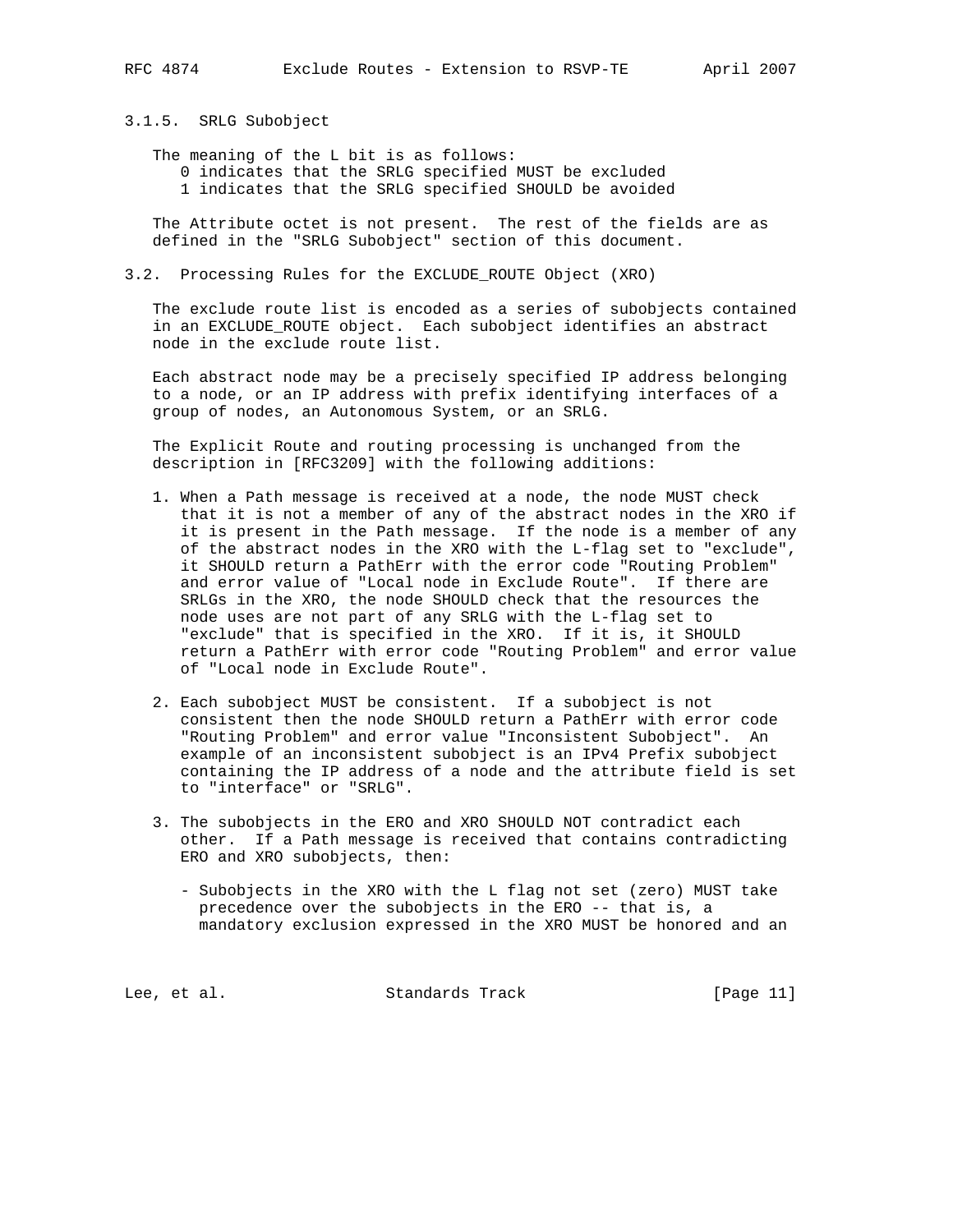### 3.1.5. SRLG Subobject

The meaning of the L bit is as follows:

0 indicates that the SRLG specified MUST be excluded
1 indicates that the SRLG specified SHOULD be avoided

The Attribute octet is not present. The rest of the fields are as defined in the "SRLG Subobject" section of this document.

## 3.2. Processing Rules for the EXCLUDE_ROUTE Object (XRO)

The exclude route list is encoded as a series of subobjects contained in an EXCLUDE_ROUTE object. Each subobject identifies an abstract node in the exclude route list.

Each abstract node may be a precisely specified IP address belonging to a node, or an IP address with prefix identifying interfaces of a group of nodes, an Autonomous System, or an SRLG.

The Explicit Route and routing processing is unchanged from the description in [RFC3209] with the following additions:

1. When a Path message is received at a node, the node MUST check that it is not a member of any of the abstract nodes in the XRO if it is present in the Path message. If the node is a member of any of the abstract nodes in the XRO with the L-flag set to "exclude", it SHOULD return a PathErr with the error code "Routing Problem" and error value of "Local node in Exclude Route". If there are SRLGs in the XRO, the node SHOULD check that the resources the node uses are not part of any SRLG with the L-flag set to "exclude" that is specified in the XRO. If it is, it SHOULD return a PathErr with error code "Routing Problem" and error value of "Local node in Exclude Route".

2. Each subobject MUST be consistent. If a subobject is not consistent then the node SHOULD return a PathErr with error code "Routing Problem" and error value "Inconsistent Subobject". An example of an inconsistent subobject is an IPv4 Prefix subobject containing the IP address of a node and the attribute field is set to "interface" or "SRLG".

3. The subobjects in the ERO and XRO SHOULD NOT contradict each other. If a Path message is received that contains contradicting ERO and XRO subobjects, then:

   - Subobjects in the XRO with the L flag not set (zero) MUST take precedence over the subobjects in the ERO -- that is, a mandatory exclusion expressed in the XRO MUST be honored and an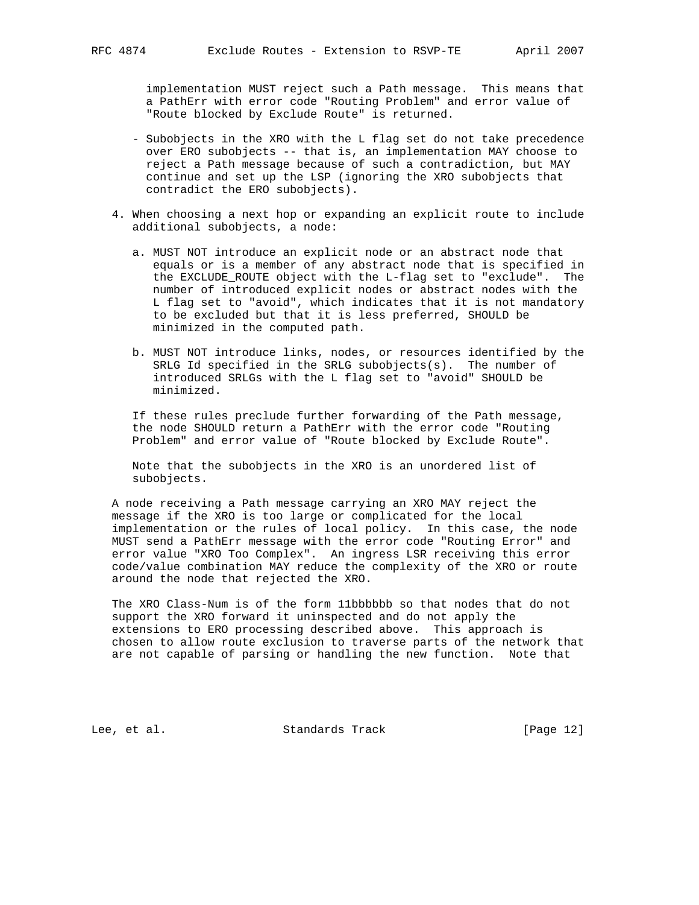implementation MUST reject such a Path message. This means that a PathErr with error code "Routing Problem" and error value of "Route blocked by Exclude Route" is returned.

- Subobjects in the XRO with the L flag set do not take precedence over ERO subobjects -- that is, an implementation MAY choose to reject a Path message because of such a contradiction, but MAY continue and set up the LSP (ignoring the XRO subobjects that contradict the ERO subobjects).

4. When choosing a next hop or expanding an explicit route to include additional subobjects, a node:

   a. MUST NOT introduce an explicit node or an abstract node that equals or is a member of any abstract node that is specified in the EXCLUDE_ROUTE object with the L-flag set to "exclude". The number of introduced explicit nodes or abstract nodes with the L flag set to "avoid", which indicates that it is not mandatory to be excluded but that it is less preferred, SHOULD be minimized in the computed path.

   b. MUST NOT introduce links, nodes, or resources identified by the SRLG Id specified in the SRLG subobjects(s). The number of introduced SRLGs with the L flag set to "avoid" SHOULD be minimized.

   If these rules preclude further forwarding of the Path message, the node SHOULD return a PathErr with the error code "Routing Problem" and error value of "Route blocked by Exclude Route".

   Note that the subobjects in the XRO is an unordered list of subobjects.

A node receiving a Path message carrying an XRO MAY reject the message if the XRO is too large or complicated for the local implementation or the rules of local policy. In this case, the node MUST send a PathErr message with the error code "Routing Error" and error value "XRO Too Complex". An ingress LSR receiving this error code/value combination MAY reduce the complexity of the XRO or route around the node that rejected the XRO.

The XRO Class-Num is of the form 11bbbbbb so that nodes that do not support the XRO forward it uninspected and do not apply the extensions to ERO processing described above. This approach is chosen to allow route exclusion to traverse parts of the network that are not capable of parsing or handling the new function. Note that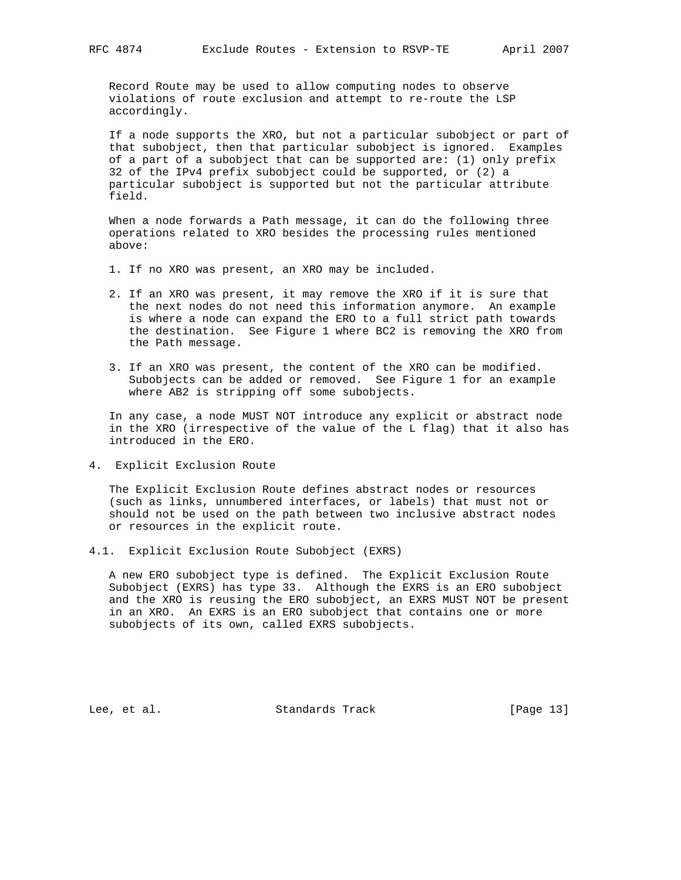Record Route may be used to allow computing nodes to observe violations of route exclusion and attempt to re-route the LSP accordingly.

If a node supports the XRO, but not a particular subobject or part of that subobject, then that particular subobject is ignored. Examples of a part of a subobject that can be supported are: (1) only prefix 32 of the IPv4 prefix subobject could be supported, or (2) a particular subobject is supported but not the particular attribute field.

When a node forwards a Path message, it can do the following three operations related to XRO besides the processing rules mentioned above:

1. If no XRO was present, an XRO may be included.

2. If an XRO was present, it may remove the XRO if it is sure that the next nodes do not need this information anymore. An example is where a node can expand the ERO to a full strict path towards the destination. See Figure 1 where BC2 is removing the XRO from the Path message.

3. If an XRO was present, the content of the XRO can be modified. Subobjects can be added or removed. See Figure 1 for an example where AB2 is stripping off some subobjects.

In any case, a node MUST NOT introduce any explicit or abstract node in the XRO (irrespective of the value of the L flag) that it also has introduced in the ERO.

## 4. Explicit Exclusion Route

The Explicit Exclusion Route defines abstract nodes or resources (such as links, unnumbered interfaces, or labels) that must not or should not be used on the path between two inclusive abstract nodes or resources in the explicit route.

### 4.1. Explicit Exclusion Route Subobject (EXRS)

A new ERO subobject type is defined. The Explicit Exclusion Route Subobject (EXRS) has type 33. Although the EXRS is an ERO subobject and the XRO is reusing the ERO subobject, an EXRS MUST NOT be present in an XRO. An EXRS is an ERO subobject that contains one or more subobjects of its own, called EXRS subobjects.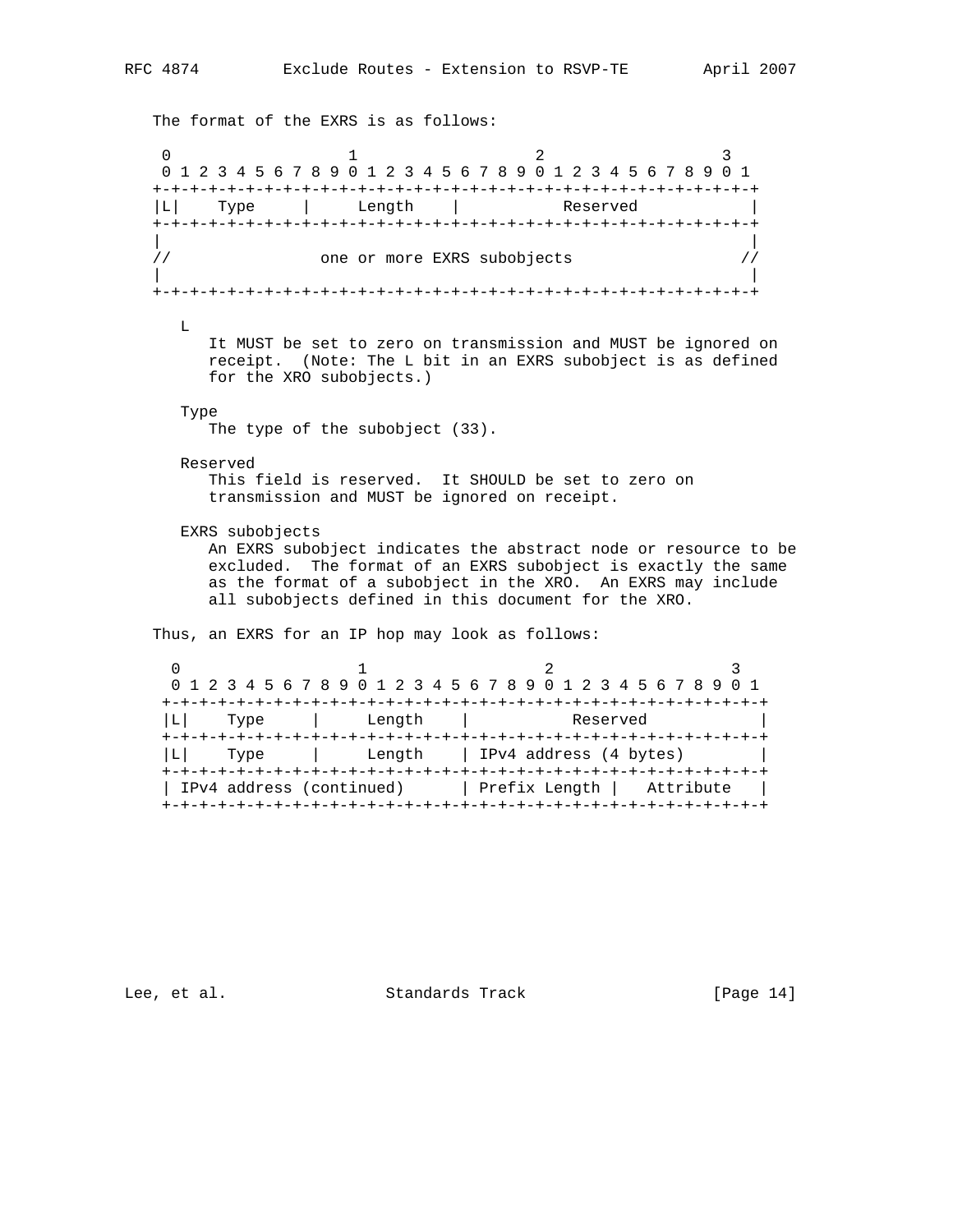The format of the EXRS is as follows:

```
 0                   1                   2                   3
 0 1 2 3 4 5 6 7 8 9 0 1 2 3 4 5 6 7 8 9 0 1 2 3 4 5 6 7 8 9 0 1
+-+-+-+-+-+-+-+-+-+-+-+-+-+-+-+-+-+-+-+-+-+-+-+-+-+-+-+-+-+-+-+-+
|L|    Type     |     Length    |           Reserved            |
+-+-+-+-+-+-+-+-+-+-+-+-+-+-+-+-+-+-+-+-+-+-+-+-+-+-+-+-+-+-+-+-+
|                                                               |
//                one or more EXRS subobjects                  //
|                                                               |
+-+-+-+-+-+-+-+-+-+-+-+-+-+-+-+-+-+-+-+-+-+-+-+-+-+-+-+-+-+-+-+-+
```

L
: It MUST be set to zero on transmission and MUST be ignored on receipt. (Note: The L bit in an EXRS subobject is as defined for the XRO subobjects.)

Type
: The type of the subobject (33).

Reserved
: This field is reserved. It SHOULD be set to zero on transmission and MUST be ignored on receipt.

EXRS subobjects
: An EXRS subobject indicates the abstract node or resource to be excluded. The format of an EXRS subobject is exactly the same as the format of a subobject in the XRO. An EXRS may include all subobjects defined in this document for the XRO.

Thus, an EXRS for an IP hop may look as follows:

```
 0                   1                   2                   3
 0 1 2 3 4 5 6 7 8 9 0 1 2 3 4 5 6 7 8 9 0 1 2 3 4 5 6 7 8 9 0 1
+-+-+-+-+-+-+-+-+-+-+-+-+-+-+-+-+-+-+-+-+-+-+-+-+-+-+-+-+-+-+-+-+
|L|    Type     |     Length    |           Reserved            |
+-+-+-+-+-+-+-+-+-+-+-+-+-+-+-+-+-+-+-+-+-+-+-+-+-+-+-+-+-+-+-+-+
|L|    Type     |     Length    | IPv4 address (4 bytes)        |
+-+-+-+-+-+-+-+-+-+-+-+-+-+-+-+-+-+-+-+-+-+-+-+-+-+-+-+-+-+-+-+-+
| IPv4 address (continued)      | Prefix Length |   Attribute   |
+-+-+-+-+-+-+-+-+-+-+-+-+-+-+-+-+-+-+-+-+-+-+-+-+-+-+-+-+-+-+-+-+
```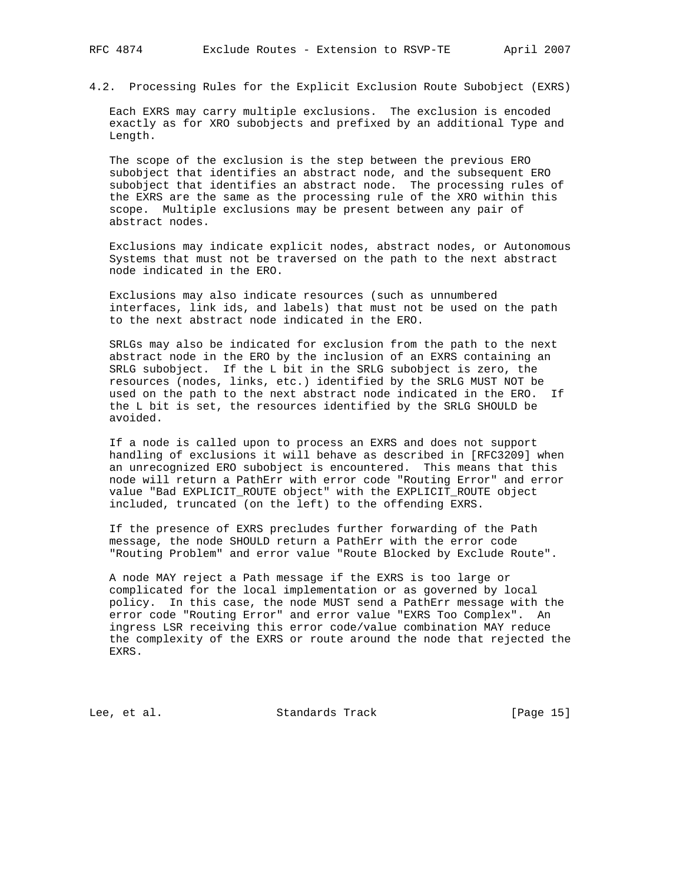### 4.2. Processing Rules for the Explicit Exclusion Route Subobject (EXRS)

Each EXRS may carry multiple exclusions. The exclusion is encoded exactly as for XRO subobjects and prefixed by an additional Type and Length.

The scope of the exclusion is the step between the previous ERO subobject that identifies an abstract node, and the subsequent ERO subobject that identifies an abstract node. The processing rules of the EXRS are the same as the processing rule of the XRO within this scope. Multiple exclusions may be present between any pair of abstract nodes.

Exclusions may indicate explicit nodes, abstract nodes, or Autonomous Systems that must not be traversed on the path to the next abstract node indicated in the ERO.

Exclusions may also indicate resources (such as unnumbered interfaces, link ids, and labels) that must not be used on the path to the next abstract node indicated in the ERO.

SRLGs may also be indicated for exclusion from the path to the next abstract node in the ERO by the inclusion of an EXRS containing an SRLG subobject. If the L bit in the SRLG subobject is zero, the resources (nodes, links, etc.) identified by the SRLG MUST NOT be used on the path to the next abstract node indicated in the ERO. If the L bit is set, the resources identified by the SRLG SHOULD be avoided.

If a node is called upon to process an EXRS and does not support handling of exclusions it will behave as described in [RFC3209] when an unrecognized ERO subobject is encountered. This means that this node will return a PathErr with error code "Routing Error" and error value "Bad EXPLICIT_ROUTE object" with the EXPLICIT_ROUTE object included, truncated (on the left) to the offending EXRS.

If the presence of EXRS precludes further forwarding of the Path message, the node SHOULD return a PathErr with the error code "Routing Problem" and error value "Route Blocked by Exclude Route".

A node MAY reject a Path message if the EXRS is too large or complicated for the local implementation or as governed by local policy. In this case, the node MUST send a PathErr message with the error code "Routing Error" and error value "EXRS Too Complex". An ingress LSR receiving this error code/value combination MAY reduce the complexity of the EXRS or route around the node that rejected the EXRS.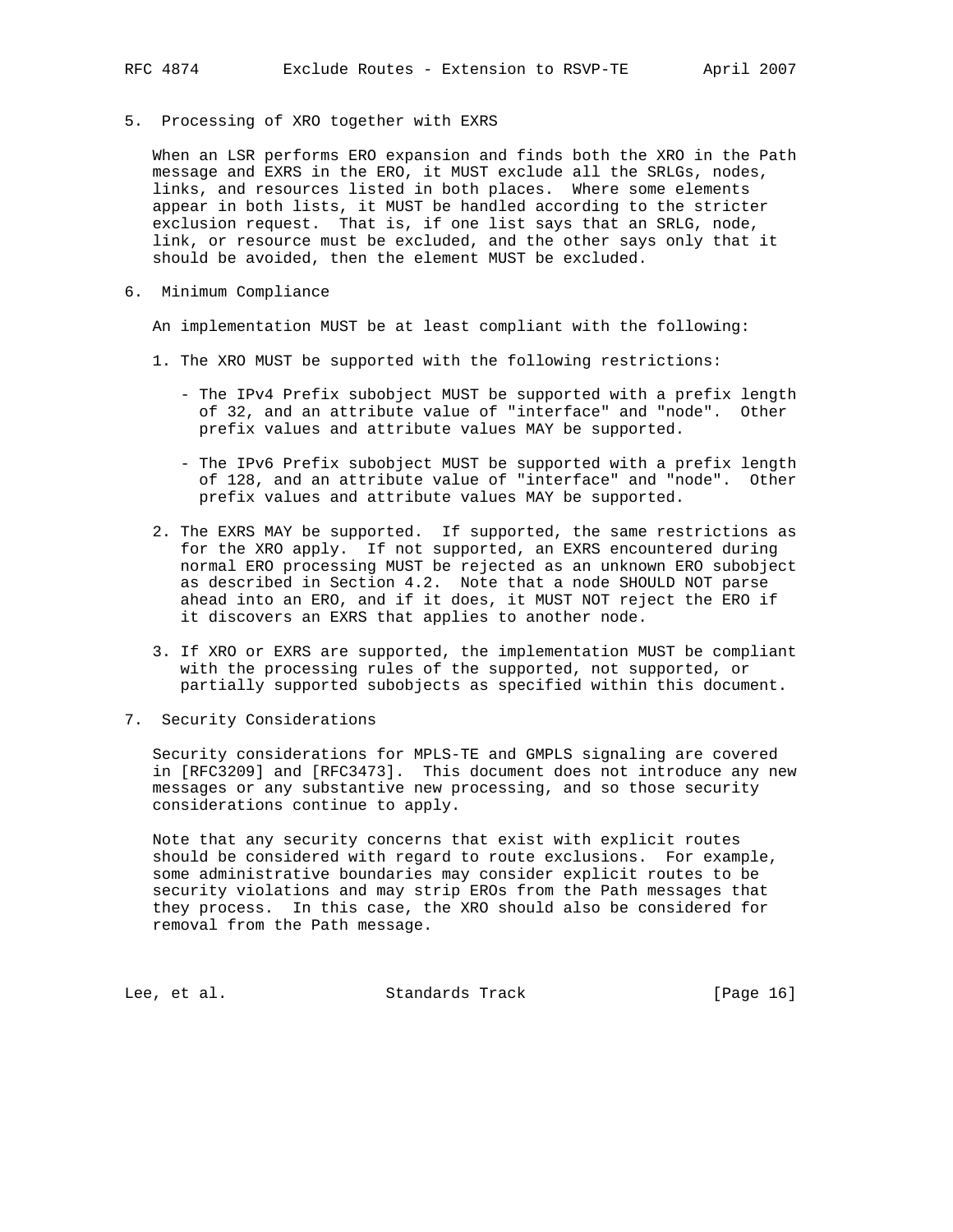## 5. Processing of XRO together with EXRS

When an LSR performs ERO expansion and finds both the XRO in the Path message and EXRS in the ERO, it MUST exclude all the SRLGs, nodes, links, and resources listed in both places. Where some elements appear in both lists, it MUST be handled according to the stricter exclusion request. That is, if one list says that an SRLG, node, link, or resource must be excluded, and the other says only that it should be avoided, then the element MUST be excluded.

## 6. Minimum Compliance

An implementation MUST be at least compliant with the following:

1. The XRO MUST be supported with the following restrictions:

   - The IPv4 Prefix subobject MUST be supported with a prefix length of 32, and an attribute value of "interface" and "node". Other prefix values and attribute values MAY be supported.

   - The IPv6 Prefix subobject MUST be supported with a prefix length of 128, and an attribute value of "interface" and "node". Other prefix values and attribute values MAY be supported.

2. The EXRS MAY be supported. If supported, the same restrictions as for the XRO apply. If not supported, an EXRS encountered during normal ERO processing MUST be rejected as an unknown ERO subobject as described in Section 4.2. Note that a node SHOULD NOT parse ahead into an ERO, and if it does, it MUST NOT reject the ERO if it discovers an EXRS that applies to another node.

3. If XRO or EXRS are supported, the implementation MUST be compliant with the processing rules of the supported, not supported, or partially supported subobjects as specified within this document.

## 7. Security Considerations

Security considerations for MPLS-TE and GMPLS signaling are covered in [RFC3209] and [RFC3473]. This document does not introduce any new messages or any substantive new processing, and so those security considerations continue to apply.

Note that any security concerns that exist with explicit routes should be considered with regard to route exclusions. For example, some administrative boundaries may consider explicit routes to be security violations and may strip EROs from the Path messages that they process. In this case, the XRO should also be considered for removal from the Path message.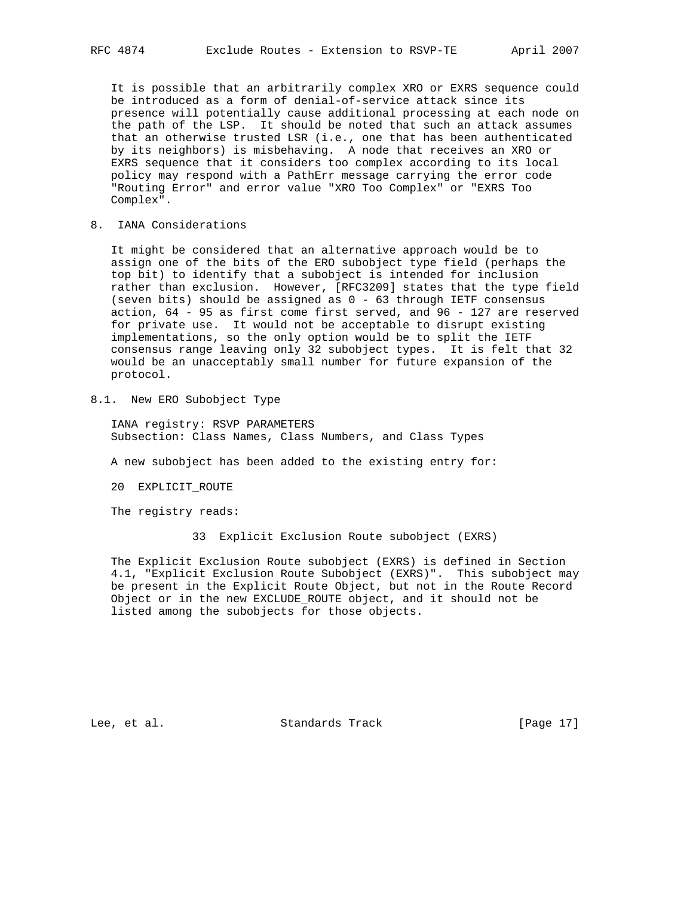It is possible that an arbitrarily complex XRO or EXRS sequence could be introduced as a form of denial-of-service attack since its presence will potentially cause additional processing at each node on the path of the LSP. It should be noted that such an attack assumes that an otherwise trusted LSR (i.e., one that has been authenticated by its neighbors) is misbehaving. A node that receives an XRO or EXRS sequence that it considers too complex according to its local policy may respond with a PathErr message carrying the error code "Routing Error" and error value "XRO Too Complex" or "EXRS Too Complex".

## 8. IANA Considerations

It might be considered that an alternative approach would be to assign one of the bits of the ERO subobject type field (perhaps the top bit) to identify that a subobject is intended for inclusion rather than exclusion. However, [RFC3209] states that the type field (seven bits) should be assigned as 0 - 63 through IETF consensus action, 64 - 95 as first come first served, and 96 - 127 are reserved for private use. It would not be acceptable to disrupt existing implementations, so the only option would be to split the IETF consensus range leaving only 32 subobject types. It is felt that 32 would be an unacceptably small number for future expansion of the protocol.

### 8.1. New ERO Subobject Type

IANA registry: RSVP PARAMETERS
Subsection: Class Names, Class Numbers, and Class Types

A new subobject has been added to the existing entry for:

20 EXPLICIT_ROUTE

The registry reads:

33 Explicit Exclusion Route subobject (EXRS)

The Explicit Exclusion Route subobject (EXRS) is defined in Section 4.1, "Explicit Exclusion Route Subobject (EXRS)". This subobject may be present in the Explicit Route Object, but not in the Route Record Object or in the new EXCLUDE_ROUTE object, and it should not be listed among the subobjects for those objects.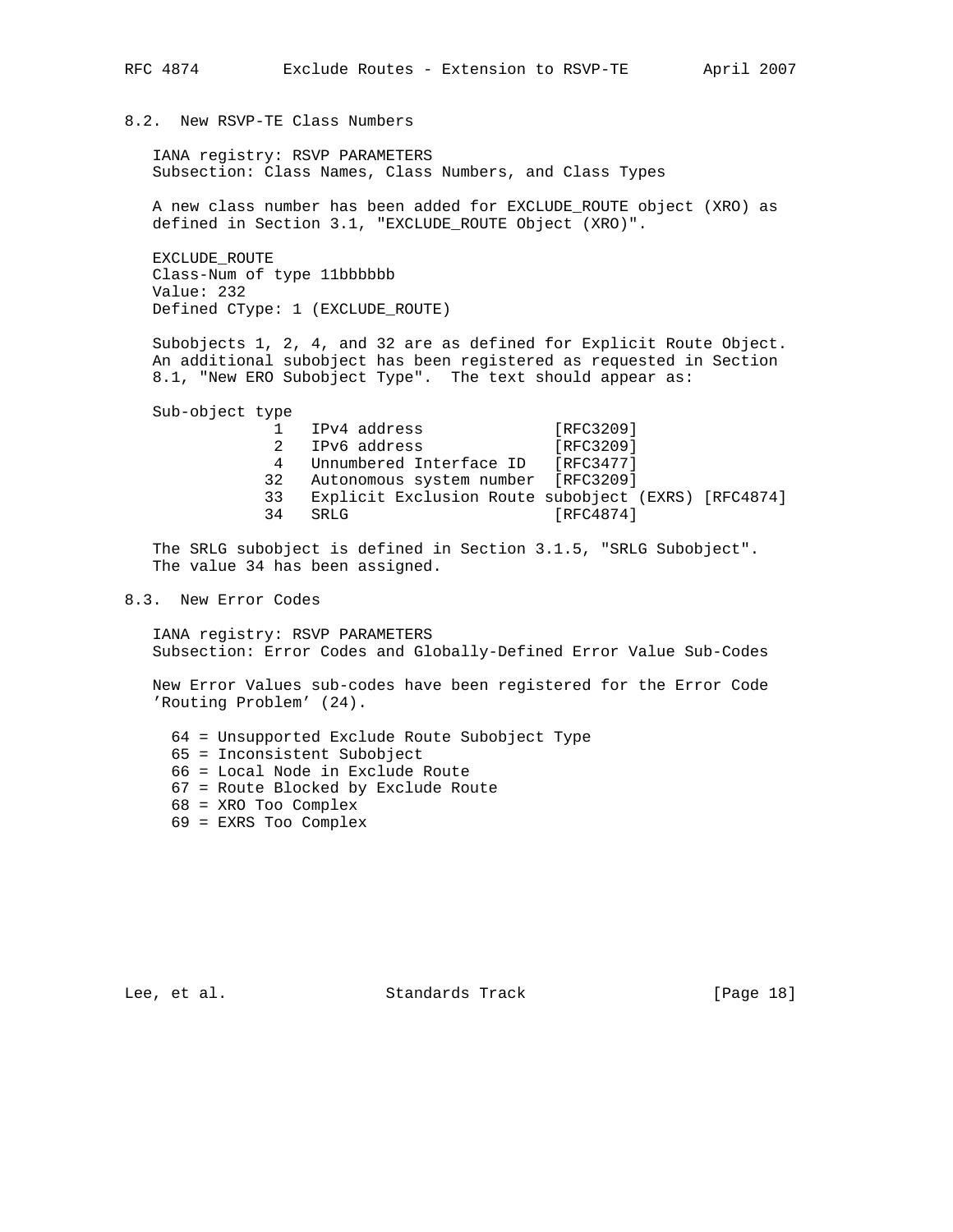### 8.2. New RSVP-TE Class Numbers

IANA registry: RSVP PARAMETERS
Subsection: Class Names, Class Numbers, and Class Types

A new class number has been added for EXCLUDE_ROUTE object (XRO) as defined in Section 3.1, "EXCLUDE_ROUTE Object (XRO)".

EXCLUDE_ROUTE
Class-Num of type 11bbbbbb
Value: 232
Defined CType: 1 (EXCLUDE_ROUTE)

Subobjects 1, 2, 4, and 32 are as defined for Explicit Route Object. An additional subobject has been registered as requested in Section 8.1, "New ERO Subobject Type". The text should appear as:

```
Sub-object type
           1   IPv4 address              [RFC3209]
           2   IPv6 address              [RFC3209]
           4   Unnumbered Interface ID   [RFC3477]
          32   Autonomous system number  [RFC3209]
          33   Explicit Exclusion Route subobject (EXRS) [RFC4874]
          34   SRLG                      [RFC4874]
```

The SRLG subobject is defined in Section 3.1.5, "SRLG Subobject". The value 34 has been assigned.

### 8.3. New Error Codes

IANA registry: RSVP PARAMETERS
Subsection: Error Codes and Globally-Defined Error Value Sub-Codes

New Error Values sub-codes have been registered for the Error Code 'Routing Problem' (24).

```
64 = Unsupported Exclude Route Subobject Type
65 = Inconsistent Subobject
66 = Local Node in Exclude Route
67 = Route Blocked by Exclude Route
68 = XRO Too Complex
69 = EXRS Too Complex
```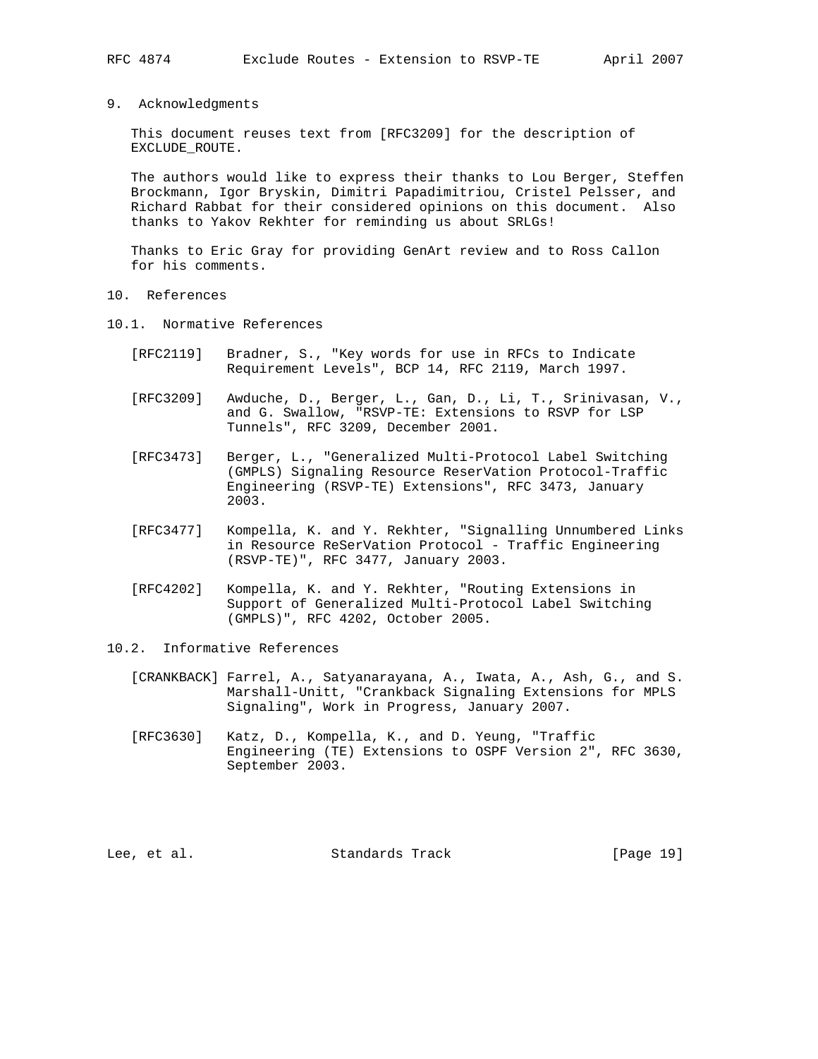## 9. Acknowledgments

This document reuses text from [RFC3209] for the description of EXCLUDE_ROUTE.

The authors would like to express their thanks to Lou Berger, Steffen Brockmann, Igor Bryskin, Dimitri Papadimitriou, Cristel Pelsser, and Richard Rabbat for their considered opinions on this document. Also thanks to Yakov Rekhter for reminding us about SRLGs!

Thanks to Eric Gray for providing GenArt review and to Ross Callon for his comments.

## 10. References

### 10.1. Normative References

[RFC2119] Bradner, S., "Key words for use in RFCs to Indicate Requirement Levels", BCP 14, RFC 2119, March 1997.

[RFC3209] Awduche, D., Berger, L., Gan, D., Li, T., Srinivasan, V., and G. Swallow, "RSVP-TE: Extensions to RSVP for LSP Tunnels", RFC 3209, December 2001.

[RFC3473] Berger, L., "Generalized Multi-Protocol Label Switching (GMPLS) Signaling Resource ReserVation Protocol-Traffic Engineering (RSVP-TE) Extensions", RFC 3473, January 2003.

[RFC3477] Kompella, K. and Y. Rekhter, "Signalling Unnumbered Links in Resource ReSerVation Protocol - Traffic Engineering (RSVP-TE)", RFC 3477, January 2003.

[RFC4202] Kompella, K. and Y. Rekhter, "Routing Extensions in Support of Generalized Multi-Protocol Label Switching (GMPLS)", RFC 4202, October 2005.

### 10.2. Informative References

[CRANKBACK] Farrel, A., Satyanarayana, A., Iwata, A., Ash, G., and S. Marshall-Unitt, "Crankback Signaling Extensions for MPLS Signaling", Work in Progress, January 2007.

[RFC3630] Katz, D., Kompella, K., and D. Yeung, "Traffic Engineering (TE) Extensions to OSPF Version 2", RFC 3630, September 2003.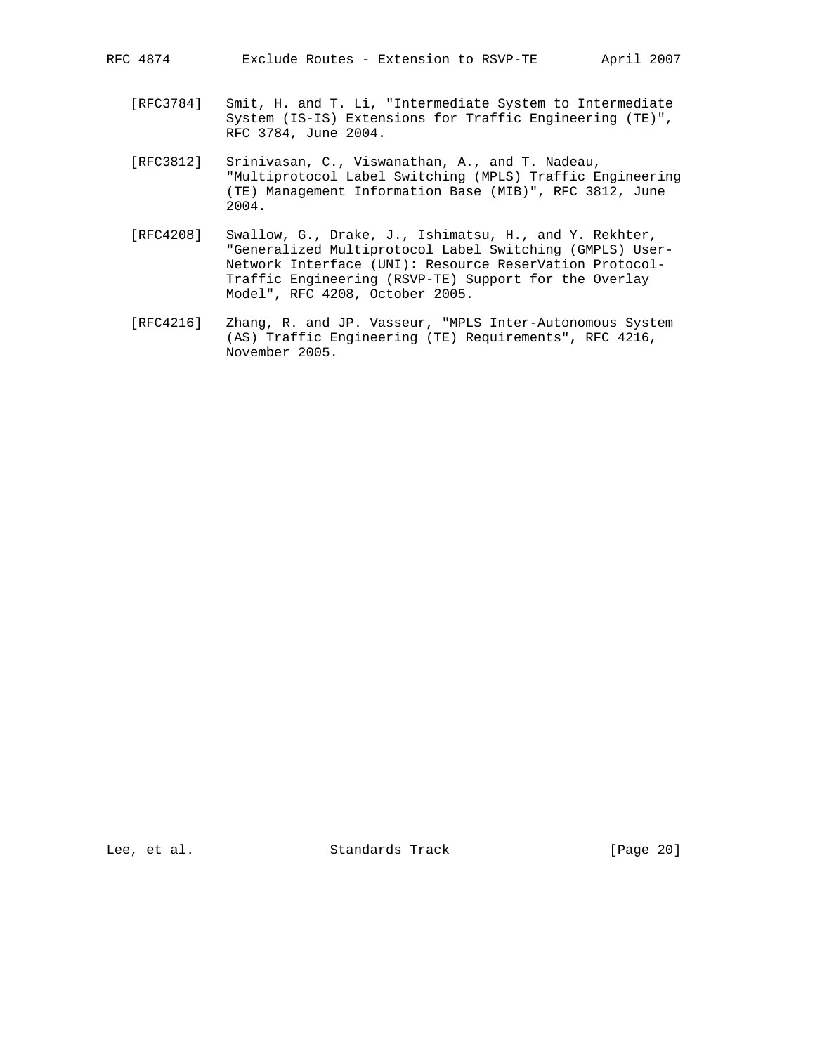[RFC3784] Smit, H. and T. Li, "Intermediate System to Intermediate System (IS-IS) Extensions for Traffic Engineering (TE)", RFC 3784, June 2004.

[RFC3812] Srinivasan, C., Viswanathan, A., and T. Nadeau, "Multiprotocol Label Switching (MPLS) Traffic Engineering (TE) Management Information Base (MIB)", RFC 3812, June 2004.

[RFC4208] Swallow, G., Drake, J., Ishimatsu, H., and Y. Rekhter, "Generalized Multiprotocol Label Switching (GMPLS) User-Network Interface (UNI): Resource ReserVation Protocol-Traffic Engineering (RSVP-TE) Support for the Overlay Model", RFC 4208, October 2005.

[RFC4216] Zhang, R. and JP. Vasseur, "MPLS Inter-Autonomous System (AS) Traffic Engineering (TE) Requirements", RFC 4216, November 2005.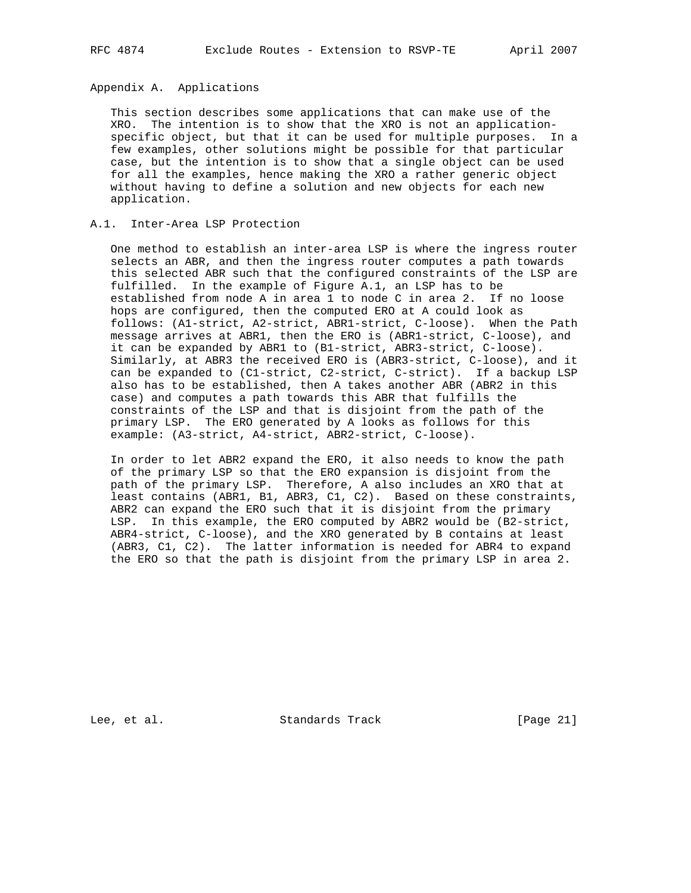## Appendix A. Applications

This section describes some applications that can make use of the XRO. The intention is to show that the XRO is not an application-specific object, but that it can be used for multiple purposes. In a few examples, other solutions might be possible for that particular case, but the intention is to show that a single object can be used for all the examples, hence making the XRO a rather generic object without having to define a solution and new objects for each new application.

### A.1. Inter-Area LSP Protection

One method to establish an inter-area LSP is where the ingress router selects an ABR, and then the ingress router computes a path towards this selected ABR such that the configured constraints of the LSP are fulfilled. In the example of Figure A.1, an LSP has to be established from node A in area 1 to node C in area 2. If no loose hops are configured, then the computed ERO at A could look as follows: (A1-strict, A2-strict, ABR1-strict, C-loose). When the Path message arrives at ABR1, then the ERO is (ABR1-strict, C-loose), and it can be expanded by ABR1 to (B1-strict, ABR3-strict, C-loose). Similarly, at ABR3 the received ERO is (ABR3-strict, C-loose), and it can be expanded to (C1-strict, C2-strict, C-strict). If a backup LSP also has to be established, then A takes another ABR (ABR2 in this case) and computes a path towards this ABR that fulfills the constraints of the LSP and that is disjoint from the path of the primary LSP. The ERO generated by A looks as follows for this example: (A3-strict, A4-strict, ABR2-strict, C-loose).

In order to let ABR2 expand the ERO, it also needs to know the path of the primary LSP so that the ERO expansion is disjoint from the path of the primary LSP. Therefore, A also includes an XRO that at least contains (ABR1, B1, ABR3, C1, C2). Based on these constraints, ABR2 can expand the ERO such that it is disjoint from the primary LSP. In this example, the ERO computed by ABR2 would be (B2-strict, ABR4-strict, C-loose), and the XRO generated by B contains at least (ABR3, C1, C2). The latter information is needed for ABR4 to expand the ERO so that the path is disjoint from the primary LSP in area 2.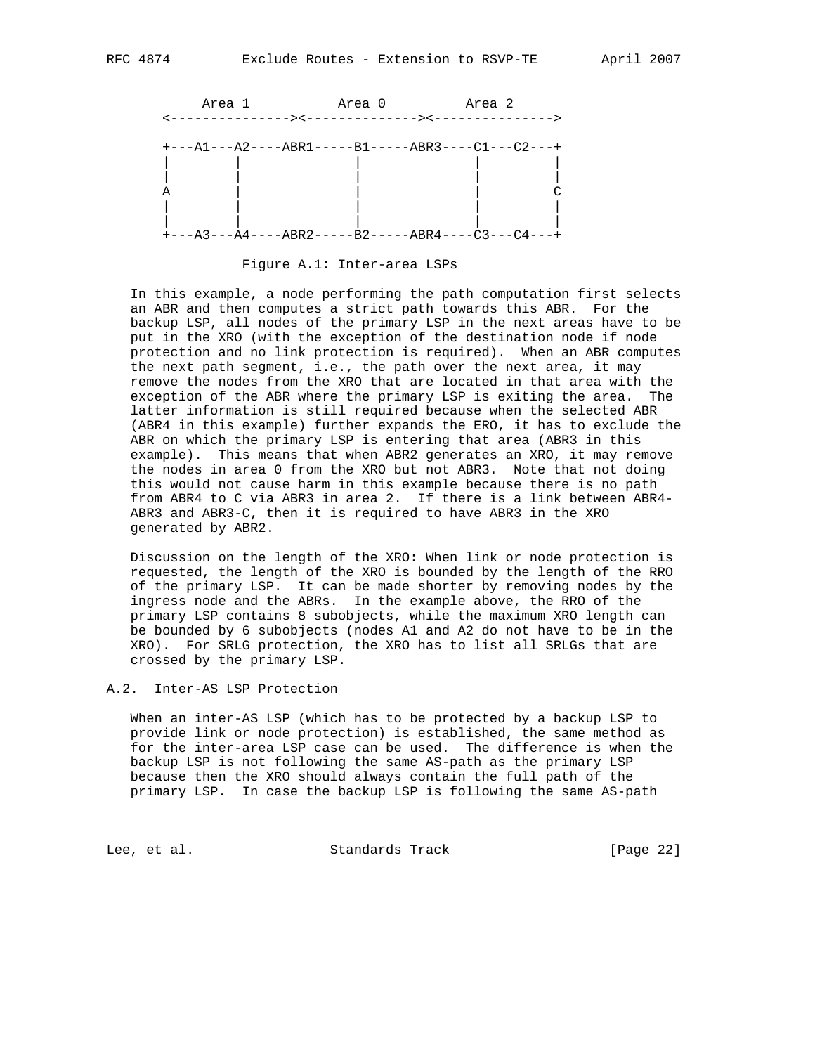```
       Area 1          Area 0          Area 2
   <---------------><--------------><--------------->

   +---A1---A2----ABR1-----B1-----ABR3----C1---C2---+
   |        |              |              |         |
   |        |              |              |         |
   A        |              |              |         C
   |        |              |              |         |
   |        |              |              |         |
   +---A3---A4----ABR2-----B2-----ABR4----C3---C4---+
```

Figure A.1: Inter-area LSPs

In this example, a node performing the path computation first selects an ABR and then computes a strict path towards this ABR. For the backup LSP, all nodes of the primary LSP in the next areas have to be put in the XRO (with the exception of the destination node if node protection and no link protection is required). When an ABR computes the next path segment, i.e., the path over the next area, it may remove the nodes from the XRO that are located in that area with the exception of the ABR where the primary LSP is exiting the area. The latter information is still required because when the selected ABR (ABR4 in this example) further expands the ERO, it has to exclude the ABR on which the primary LSP is entering that area (ABR3 in this example). This means that when ABR2 generates an XRO, it may remove the nodes in area 0 from the XRO but not ABR3. Note that not doing this would not cause harm in this example because there is no path from ABR4 to C via ABR3 in area 2. If there is a link between ABR4-ABR3 and ABR3-C, then it is required to have ABR3 in the XRO generated by ABR2.

Discussion on the length of the XRO: When link or node protection is requested, the length of the XRO is bounded by the length of the RRO of the primary LSP. It can be made shorter by removing nodes by the ingress node and the ABRs. In the example above, the RRO of the primary LSP contains 8 subobjects, while the maximum XRO length can be bounded by 6 subobjects (nodes A1 and A2 do not have to be in the XRO). For SRLG protection, the XRO has to list all SRLGs that are crossed by the primary LSP.

## A.2. Inter-AS LSP Protection

When an inter-AS LSP (which has to be protected by a backup LSP to provide link or node protection) is established, the same method as for the inter-area LSP case can be used. The difference is when the backup LSP is not following the same AS-path as the primary LSP because then the XRO should always contain the full path of the primary LSP. In case the backup LSP is following the same AS-path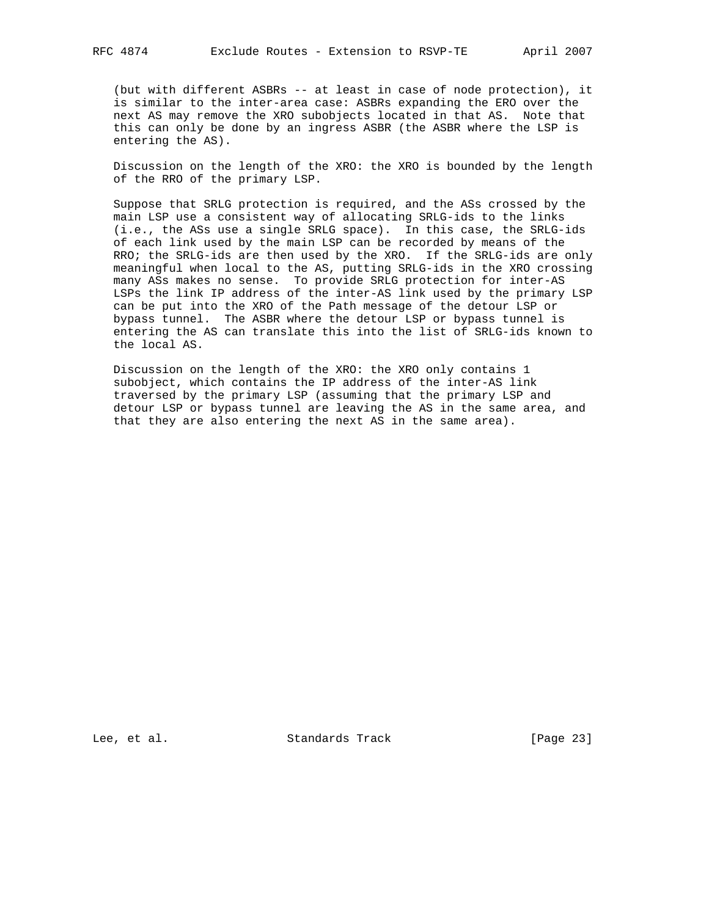(but with different ASBRs -- at least in case of node protection), it is similar to the inter-area case: ASBRs expanding the ERO over the next AS may remove the XRO subobjects located in that AS. Note that this can only be done by an ingress ASBR (the ASBR where the LSP is entering the AS).

Discussion on the length of the XRO: the XRO is bounded by the length of the RRO of the primary LSP.

Suppose that SRLG protection is required, and the ASs crossed by the main LSP use a consistent way of allocating SRLG-ids to the links (i.e., the ASs use a single SRLG space). In this case, the SRLG-ids of each link used by the main LSP can be recorded by means of the RRO; the SRLG-ids are then used by the XRO. If the SRLG-ids are only meaningful when local to the AS, putting SRLG-ids in the XRO crossing many ASs makes no sense. To provide SRLG protection for inter-AS LSPs the link IP address of the inter-AS link used by the primary LSP can be put into the XRO of the Path message of the detour LSP or bypass tunnel. The ASBR where the detour LSP or bypass tunnel is entering the AS can translate this into the list of SRLG-ids known to the local AS.

Discussion on the length of the XRO: the XRO only contains 1 subobject, which contains the IP address of the inter-AS link traversed by the primary LSP (assuming that the primary LSP and detour LSP or bypass tunnel are leaving the AS in the same area, and that they are also entering the next AS in the same area).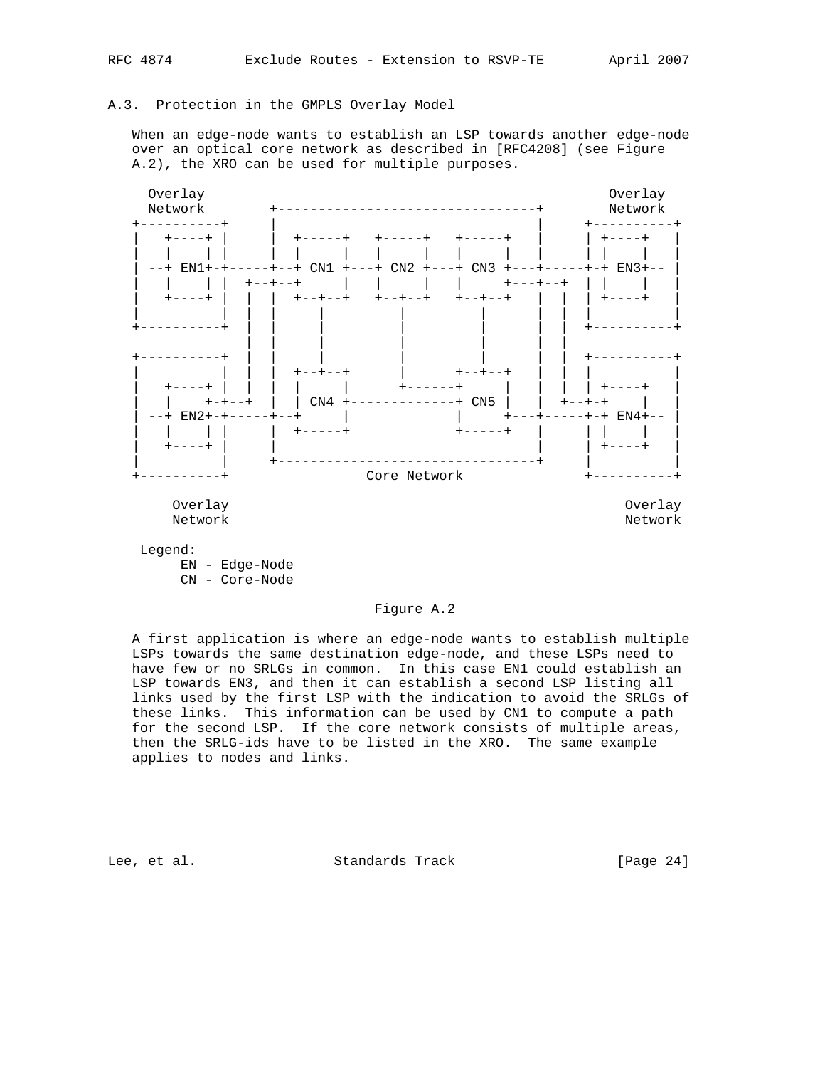## A.3. Protection in the GMPLS Overlay Model

When an edge-node wants to establish an LSP towards another edge-node over an optical core network as described in [RFC4208] (see Figure A.2), the XRO can be used for multiple purposes.

```
  Overlay                                                 Overlay
  Network       +--------------------------------+       Network
+----------+    |                                |     +----------+
|  +----+  |    |  +-----+   +-----+   +-----+   |     | +----+   |
|  |    |  |    |  |     |   |     |   |     |   |     | |    |   |
| --+ EN1+-+-----+--+ CN1 +---+ CN2 +---+ CN3 +---+-----+-+ EN3+-- |
|  |    |  |  +--+--+     |   |     |   |     +---+--+  | |    |   |
|  +----+  |  |  |  +--+--+   +--+--+   +--+--+   |  |  | +----+   |
|          |  |  |     |         |         |      |  |  |          |
+----------+  |  |     |         |         |      |  |  +----------+
              |  |     |         |         |      |  |
+----------+  |  |     |         |         |      |  |  +----------+
|          |  |  |  +--+--+      |      +--+--+   |  |  |          |
|  +----+  |  |  |  |     |      +------+     |   |  |  | +----+   |
|  |    +-+--+  |  | CN4 +-------------+ CN5 |   |  +--+-+    |   |
| --+ EN2+-+-----+--+     |             |     +---+-----+-+ EN4+-- |
|  |    |  |    |  +-----+             +-----+   |     | |    |   |
|  +----+  |    |                                |     | +----+   |
|          |    +--------------------------------+     |          |
+----------+              Core Network                 +----------+

    Overlay                                                  Overlay
    Network                                                  Network

 Legend:
      EN - Edge-Node
      CN - Core-Node
```

Figure A.2

A first application is where an edge-node wants to establish multiple LSPs towards the same destination edge-node, and these LSPs need to have few or no SRLGs in common. In this case EN1 could establish an LSP towards EN3, and then it can establish a second LSP listing all links used by the first LSP with the indication to avoid the SRLGs of these links. This information can be used by CN1 to compute a path for the second LSP. If the core network consists of multiple areas, then the SRLG-ids have to be listed in the XRO. The same example applies to nodes and links.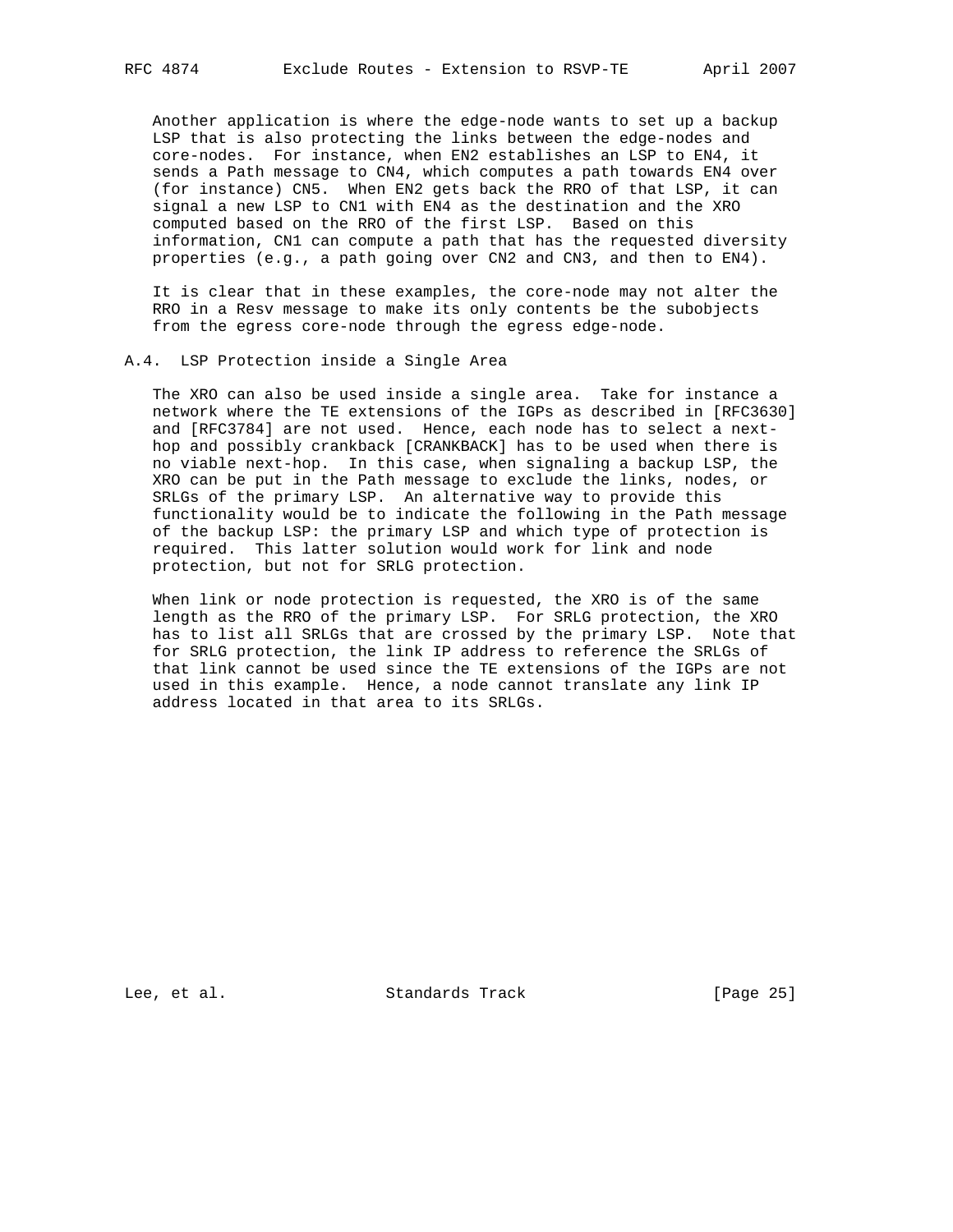Another application is where the edge-node wants to set up a backup LSP that is also protecting the links between the edge-nodes and core-nodes. For instance, when EN2 establishes an LSP to EN4, it sends a Path message to CN4, which computes a path towards EN4 over (for instance) CN5. When EN2 gets back the RRO of that LSP, it can signal a new LSP to CN1 with EN4 as the destination and the XRO computed based on the RRO of the first LSP. Based on this information, CN1 can compute a path that has the requested diversity properties (e.g., a path going over CN2 and CN3, and then to EN4).

It is clear that in these examples, the core-node may not alter the RRO in a Resv message to make its only contents be the subobjects from the egress core-node through the egress edge-node.

### A.4. LSP Protection inside a Single Area

The XRO can also be used inside a single area. Take for instance a network where the TE extensions of the IGPs as described in [RFC3630] and [RFC3784] are not used. Hence, each node has to select a next-hop and possibly crankback [CRANKBACK] has to be used when there is no viable next-hop. In this case, when signaling a backup LSP, the XRO can be put in the Path message to exclude the links, nodes, or SRLGs of the primary LSP. An alternative way to provide this functionality would be to indicate the following in the Path message of the backup LSP: the primary LSP and which type of protection is required. This latter solution would work for link and node protection, but not for SRLG protection.

When link or node protection is requested, the XRO is of the same length as the RRO of the primary LSP. For SRLG protection, the XRO has to list all SRLGs that are crossed by the primary LSP. Note that for SRLG protection, the link IP address to reference the SRLGs of that link cannot be used since the TE extensions of the IGPs are not used in this example. Hence, a node cannot translate any link IP address located in that area to its SRLGs.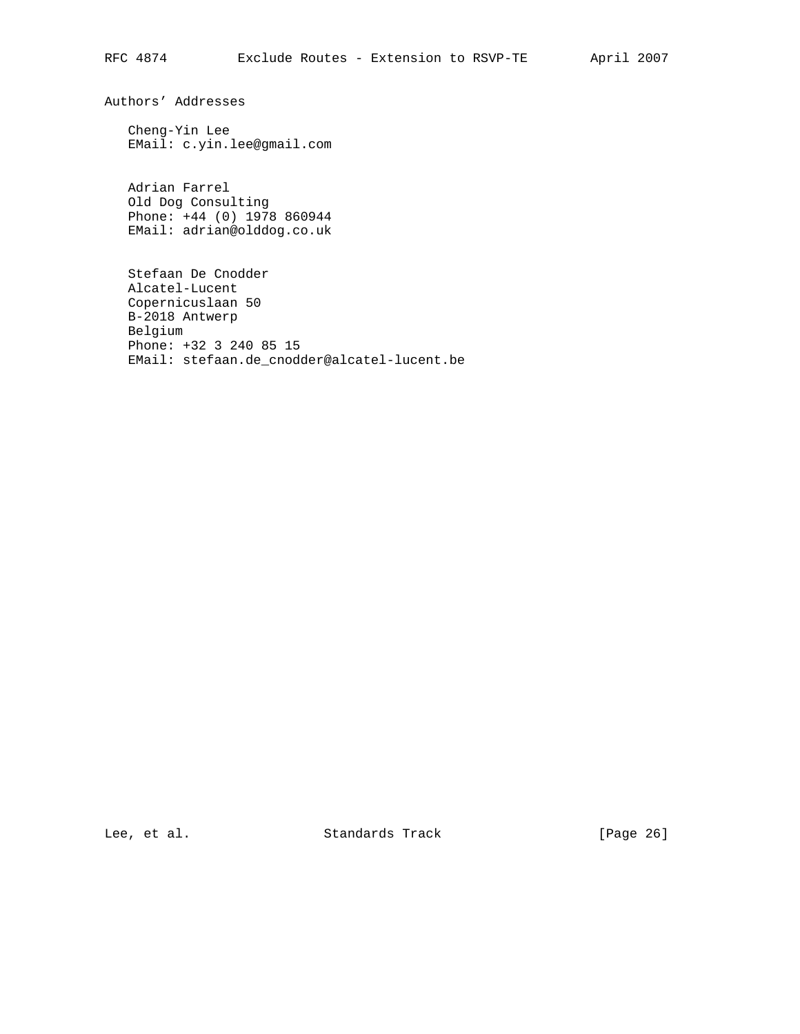## Authors' Addresses

Cheng-Yin Lee
EMail: c.yin.lee@gmail.com

Adrian Farrel
Old Dog Consulting
Phone: +44 (0) 1978 860944
EMail: adrian@olddog.co.uk

Stefaan De Cnodder
Alcatel-Lucent
Copernicuslaan 50
B-2018 Antwerp
Belgium
Phone: +32 3 240 85 15
EMail: stefaan.de_cnodder@alcatel-lucent.be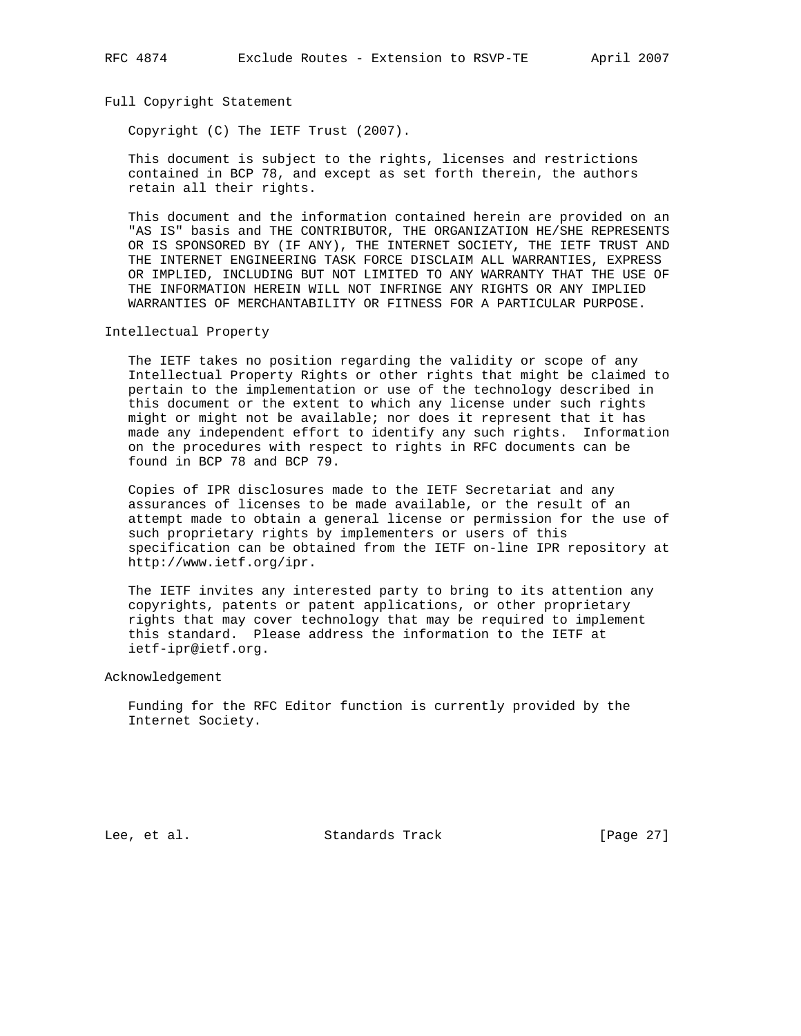## Full Copyright Statement

Copyright (C) The IETF Trust (2007).

This document is subject to the rights, licenses and restrictions contained in BCP 78, and except as set forth therein, the authors retain all their rights.

This document and the information contained herein are provided on an "AS IS" basis and THE CONTRIBUTOR, THE ORGANIZATION HE/SHE REPRESENTS OR IS SPONSORED BY (IF ANY), THE INTERNET SOCIETY, THE IETF TRUST AND THE INTERNET ENGINEERING TASK FORCE DISCLAIM ALL WARRANTIES, EXPRESS OR IMPLIED, INCLUDING BUT NOT LIMITED TO ANY WARRANTY THAT THE USE OF THE INFORMATION HEREIN WILL NOT INFRINGE ANY RIGHTS OR ANY IMPLIED WARRANTIES OF MERCHANTABILITY OR FITNESS FOR A PARTICULAR PURPOSE.

## Intellectual Property

The IETF takes no position regarding the validity or scope of any Intellectual Property Rights or other rights that might be claimed to pertain to the implementation or use of the technology described in this document or the extent to which any license under such rights might or might not be available; nor does it represent that it has made any independent effort to identify any such rights. Information on the procedures with respect to rights in RFC documents can be found in BCP 78 and BCP 79.

Copies of IPR disclosures made to the IETF Secretariat and any assurances of licenses to be made available, or the result of an attempt made to obtain a general license or permission for the use of such proprietary rights by implementers or users of this specification can be obtained from the IETF on-line IPR repository at http://www.ietf.org/ipr.

The IETF invites any interested party to bring to its attention any copyrights, patents or patent applications, or other proprietary rights that may cover technology that may be required to implement this standard. Please address the information to the IETF at ietf-ipr@ietf.org.

## Acknowledgement

Funding for the RFC Editor function is currently provided by the Internet Society.